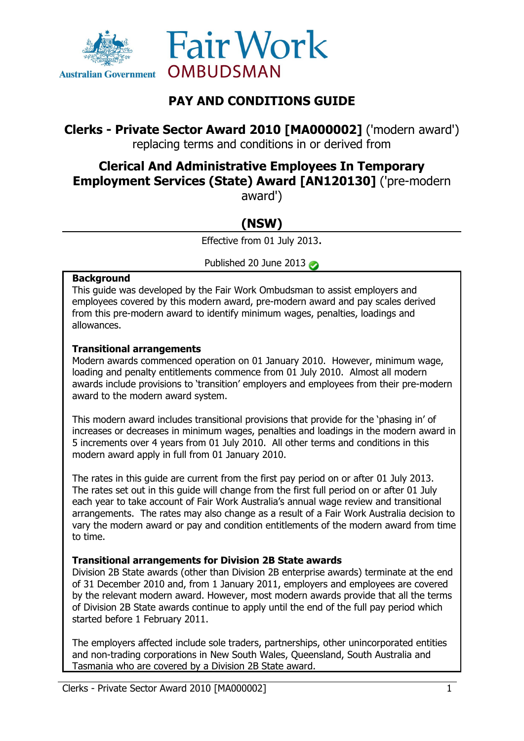Australian Government

Fair Work OMBUDSMAN

# PAY AND CONDITIONS GUIDE

## **Clerks - Private Sector Award 2010 [MA000002]** ('modern award')
replacing terms and conditions in or derived from

## **Clerical And Administrative Employees In Temporary Employment Services (State) Award [AN120130]** ('pre-modern award')

## (NSW)

Effective from 01 July 2013.

Published 20 June 2013

**Background**
This guide was developed by the Fair Work Ombudsman to assist employers and employees covered by this modern award, pre-modern award and pay scales derived from this pre-modern award to identify minimum wages, penalties, loadings and allowances.

**Transitional arrangements**
Modern awards commenced operation on 01 January 2010. However, minimum wage, loading and penalty entitlements commence from 01 July 2010. Almost all modern awards include provisions to 'transition' employers and employees from their pre-modern award to the modern award system.

This modern award includes transitional provisions that provide for the 'phasing in' of increases or decreases in minimum wages, penalties and loadings in the modern award in 5 increments over 4 years from 01 July 2010. All other terms and conditions in this modern award apply in full from 01 January 2010.

The rates in this guide are current from the first pay period on or after 01 July 2013. The rates set out in this guide will change from the first full period on or after 01 July each year to take account of Fair Work Australia's annual wage review and transitional arrangements. The rates may also change as a result of a Fair Work Australia decision to vary the modern award or pay and condition entitlements of the modern award from time to time.

**Transitional arrangements for Division 2B State awards**
Division 2B State awards (other than Division 2B enterprise awards) terminate at the end of 31 December 2010 and, from 1 January 2011, employers and employees are covered by the relevant modern award. However, most modern awards provide that all the terms of Division 2B State awards continue to apply until the end of the full pay period which started before 1 February 2011.

The employers affected include sole traders, partnerships, other unincorporated entities and non-trading corporations in New South Wales, Queensland, South Australia and Tasmania who are covered by a Division 2B State award.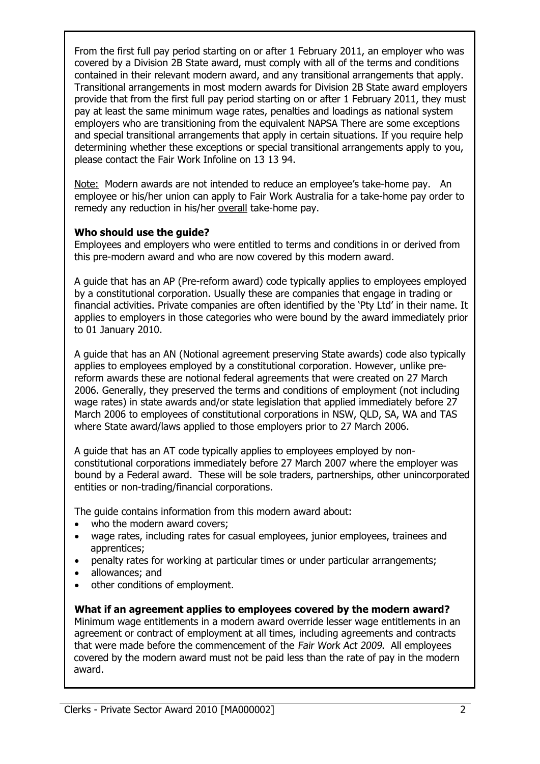From the first full pay period starting on or after 1 February 2011, an employer who was covered by a Division 2B State award, must comply with all of the terms and conditions contained in their relevant modern award, and any transitional arrangements that apply. Transitional arrangements in most modern awards for Division 2B State award employers provide that from the first full pay period starting on or after 1 February 2011, they must pay at least the same minimum wage rates, penalties and loadings as national system employers who are transitioning from the equivalent NAPSA There are some exceptions and special transitional arrangements that apply in certain situations. If you require help determining whether these exceptions or special transitional arrangements apply to you, please contact the Fair Work Infoline on 13 13 94.

Note: Modern awards are not intended to reduce an employee's take-home pay. An employee or his/her union can apply to Fair Work Australia for a take-home pay order to remedy any reduction in his/her overall take-home pay.

**Who should use the guide?**

Employees and employers who were entitled to terms and conditions in or derived from this pre-modern award and who are now covered by this modern award.

A guide that has an AP (Pre-reform award) code typically applies to employees employed by a constitutional corporation. Usually these are companies that engage in trading or financial activities. Private companies are often identified by the 'Pty Ltd' in their name. It applies to employers in those categories who were bound by the award immediately prior to 01 January 2010.

A guide that has an AN (Notional agreement preserving State awards) code also typically applies to employees employed by a constitutional corporation. However, unlike pre-reform awards these are notional federal agreements that were created on 27 March 2006. Generally, they preserved the terms and conditions of employment (not including wage rates) in state awards and/or state legislation that applied immediately before 27 March 2006 to employees of constitutional corporations in NSW, QLD, SA, WA and TAS where State award/laws applied to those employers prior to 27 March 2006.

A guide that has an AT code typically applies to employees employed by non-constitutional corporations immediately before 27 March 2007 where the employer was bound by a Federal award. These will be sole traders, partnerships, other unincorporated entities or non-trading/financial corporations.

The guide contains information from this modern award about:

- who the modern award covers;
- wage rates, including rates for casual employees, junior employees, trainees and apprentices;
- penalty rates for working at particular times or under particular arrangements;
- allowances; and
- other conditions of employment.

**What if an agreement applies to employees covered by the modern award?**

Minimum wage entitlements in a modern award override lesser wage entitlements in an agreement or contract of employment at all times, including agreements and contracts that were made before the commencement of the *Fair Work Act 2009.* All employees covered by the modern award must not be paid less than the rate of pay in the modern award.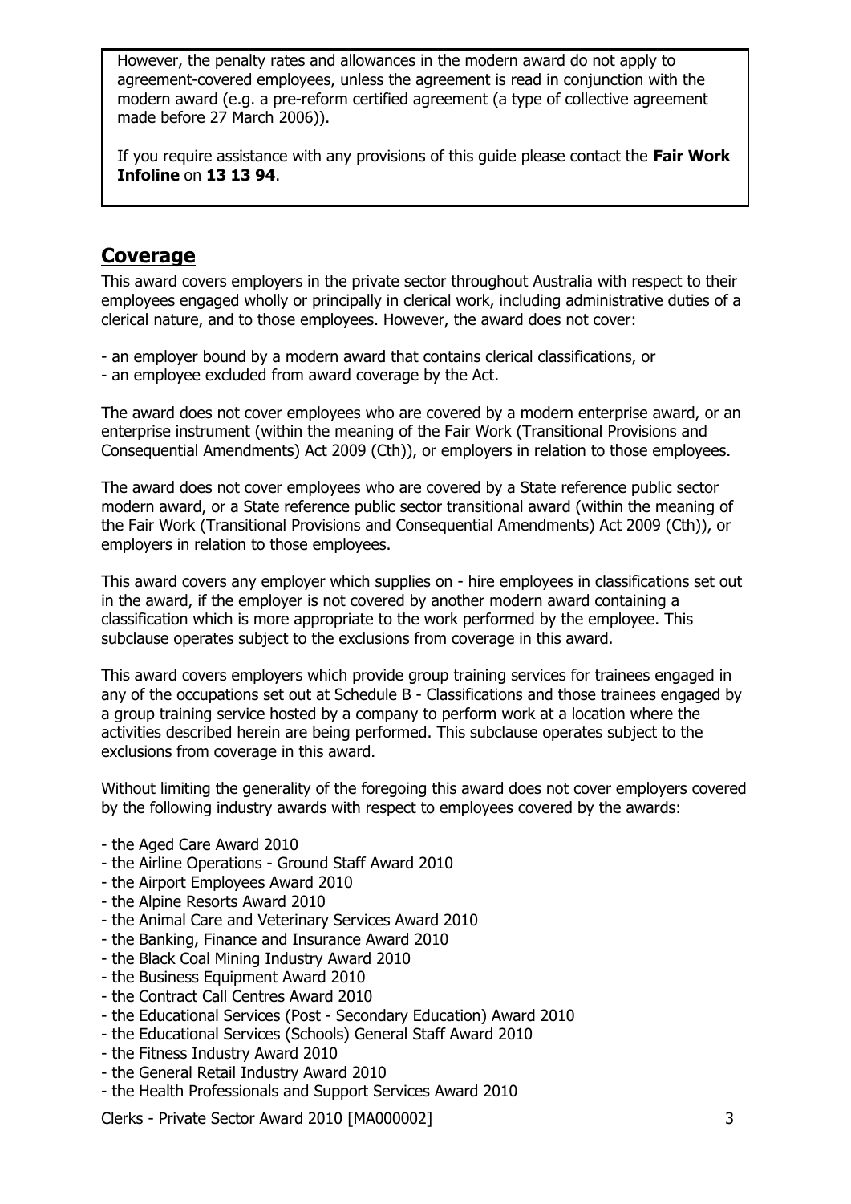However, the penalty rates and allowances in the modern award do not apply to agreement-covered employees, unless the agreement is read in conjunction with the modern award (e.g. a pre-reform certified agreement (a type of collective agreement made before 27 March 2006)).

If you require assistance with any provisions of this guide please contact the **Fair Work Infoline** on **13 13 94**.

## Coverage

This award covers employers in the private sector throughout Australia with respect to their employees engaged wholly or principally in clerical work, including administrative duties of a clerical nature, and to those employees. However, the award does not cover:

- an employer bound by a modern award that contains clerical classifications, or
- an employee excluded from award coverage by the Act.

The award does not cover employees who are covered by a modern enterprise award, or an enterprise instrument (within the meaning of the Fair Work (Transitional Provisions and Consequential Amendments) Act 2009 (Cth)), or employers in relation to those employees.

The award does not cover employees who are covered by a State reference public sector modern award, or a State reference public sector transitional award (within the meaning of the Fair Work (Transitional Provisions and Consequential Amendments) Act 2009 (Cth)), or employers in relation to those employees.

This award covers any employer which supplies on - hire employees in classifications set out in the award, if the employer is not covered by another modern award containing a classification which is more appropriate to the work performed by the employee. This subclause operates subject to the exclusions from coverage in this award.

This award covers employers which provide group training services for trainees engaged in any of the occupations set out at Schedule B - Classifications and those trainees engaged by a group training service hosted by a company to perform work at a location where the activities described herein are being performed. This subclause operates subject to the exclusions from coverage in this award.

Without limiting the generality of the foregoing this award does not cover employers covered by the following industry awards with respect to employees covered by the awards:

- the Aged Care Award 2010
- the Airline Operations - Ground Staff Award 2010
- the Airport Employees Award 2010
- the Alpine Resorts Award 2010
- the Animal Care and Veterinary Services Award 2010
- the Banking, Finance and Insurance Award 2010
- the Black Coal Mining Industry Award 2010
- the Business Equipment Award 2010
- the Contract Call Centres Award 2010
- the Educational Services (Post - Secondary Education) Award 2010
- the Educational Services (Schools) General Staff Award 2010
- the Fitness Industry Award 2010
- the General Retail Industry Award 2010
- the Health Professionals and Support Services Award 2010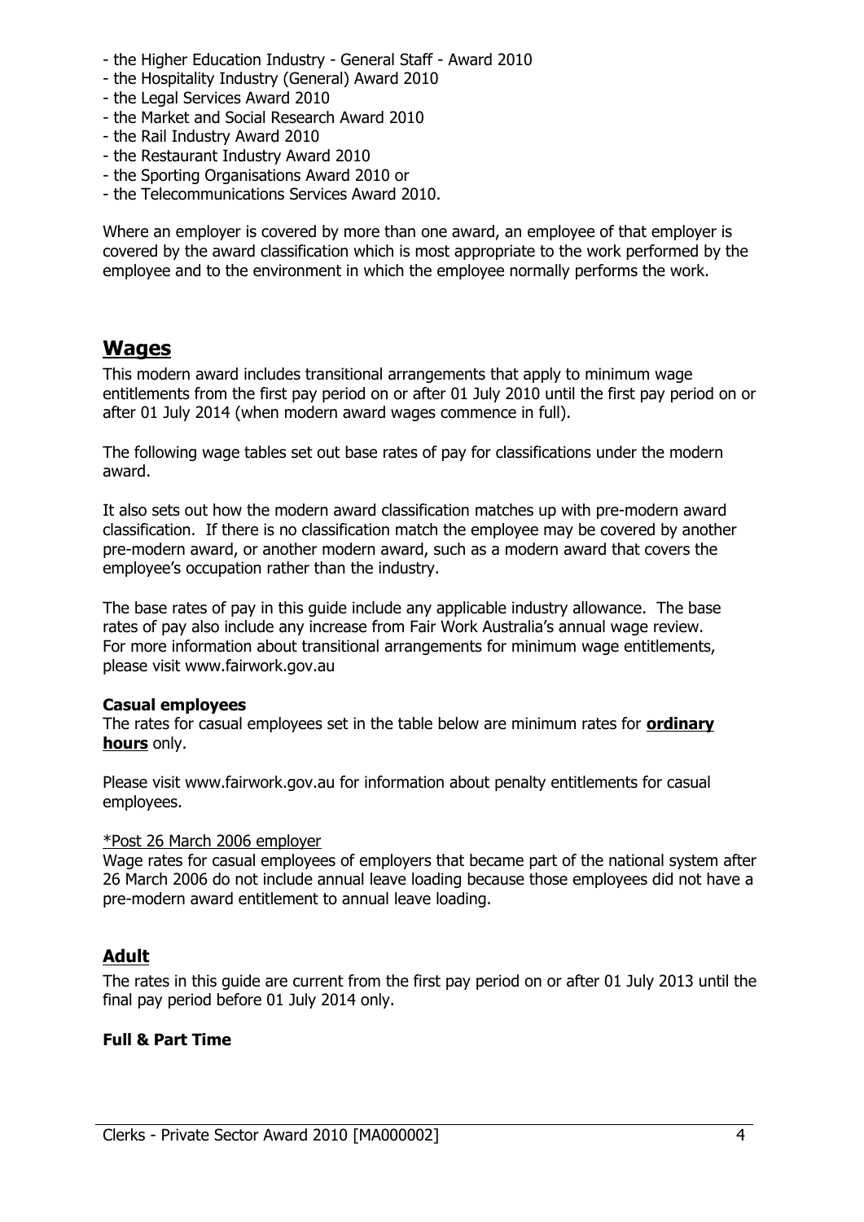- the Higher Education Industry - General Staff - Award 2010
- the Hospitality Industry (General) Award 2010
- the Legal Services Award 2010
- the Market and Social Research Award 2010
- the Rail Industry Award 2010
- the Restaurant Industry Award 2010
- the Sporting Organisations Award 2010 or
- the Telecommunications Services Award 2010.

Where an employer is covered by more than one award, an employee of that employer is covered by the award classification which is most appropriate to the work performed by the employee and to the environment in which the employee normally performs the work.

## Wages

This modern award includes transitional arrangements that apply to minimum wage entitlements from the first pay period on or after 01 July 2010 until the first pay period on or after 01 July 2014 (when modern award wages commence in full).

The following wage tables set out base rates of pay for classifications under the modern award.

It also sets out how the modern award classification matches up with pre-modern award classification. If there is no classification match the employee may be covered by another pre-modern award, or another modern award, such as a modern award that covers the employee's occupation rather than the industry.

The base rates of pay in this guide include any applicable industry allowance. The base rates of pay also include any increase from Fair Work Australia's annual wage review. For more information about transitional arrangements for minimum wage entitlements, please visit www.fairwork.gov.au

**Casual employees**

The rates for casual employees set in the table below are minimum rates for **ordinary hours** only.

Please visit www.fairwork.gov.au for information about penalty entitlements for casual employees.

*Post 26 March 2006 employer

Wage rates for casual employees of employers that became part of the national system after 26 March 2006 do not include annual leave loading because those employees did not have a pre-modern award entitlement to annual leave loading.

### Adult

The rates in this guide are current from the first pay period on or after 01 July 2013 until the final pay period before 01 July 2014 only.

**Full & Part Time**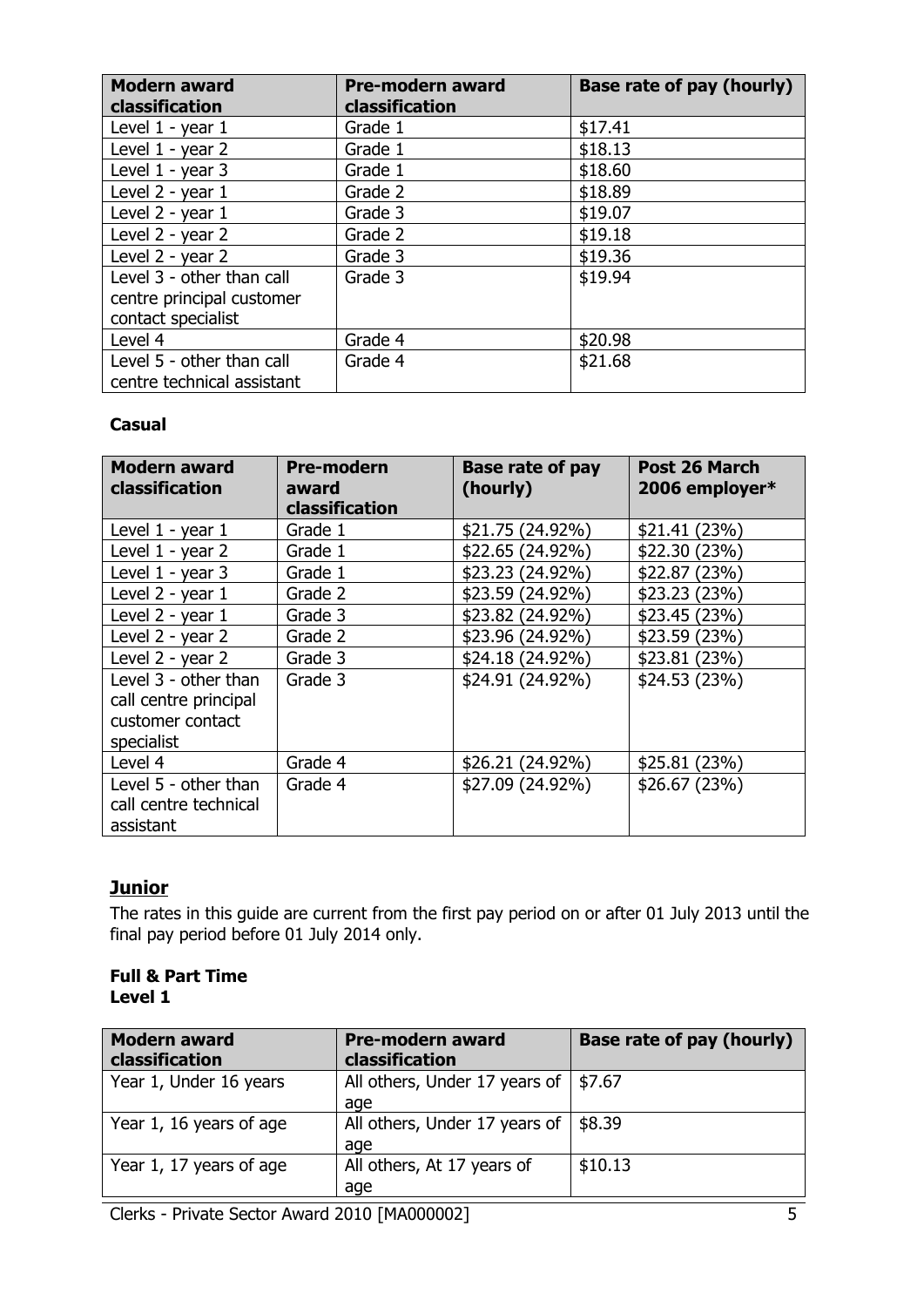| Modern award classification | Pre-modern award classification | Base rate of pay (hourly) |
|---|---|---|
| Level 1 - year 1 | Grade 1 | $17.41 |
| Level 1 - year 2 | Grade 1 | $18.13 |
| Level 1 - year 3 | Grade 1 | $18.60 |
| Level 2 - year 1 | Grade 2 | $18.89 |
| Level 2 - year 1 | Grade 3 | $19.07 |
| Level 2 - year 2 | Grade 2 | $19.18 |
| Level 2 - year 2 | Grade 3 | $19.36 |
| Level 3 - other than call centre principal customer contact specialist | Grade 3 | $19.94 |
| Level 4 | Grade 4 | $20.98 |
| Level 5 - other than call centre technical assistant | Grade 4 | $21.68 |

**Casual**

| Modern award classification | Pre-modern award classification | Base rate of pay (hourly) | Post 26 March 2006 employer* |
|---|---|---|---|
| Level 1 - year 1 | Grade 1 | $21.75 (24.92%) | $21.41 (23%) |
| Level 1 - year 2 | Grade 1 | $22.65 (24.92%) | $22.30 (23%) |
| Level 1 - year 3 | Grade 1 | $23.23 (24.92%) | $22.87 (23%) |
| Level 2 - year 1 | Grade 2 | $23.59 (24.92%) | $23.23 (23%) |
| Level 2 - year 1 | Grade 3 | $23.82 (24.92%) | $23.45 (23%) |
| Level 2 - year 2 | Grade 2 | $23.96 (24.92%) | $23.59 (23%) |
| Level 2 - year 2 | Grade 3 | $24.18 (24.92%) | $23.81 (23%) |
| Level 3 - other than call centre principal customer contact specialist | Grade 3 | $24.91 (24.92%) | $24.53 (23%) |
| Level 4 | Grade 4 | $26.21 (24.92%) | $25.81 (23%) |
| Level 5 - other than call centre technical assistant | Grade 4 | $27.09 (24.92%) | $26.67 (23%) |

## Junior

The rates in this guide are current from the first pay period on or after 01 July 2013 until the final pay period before 01 July 2014 only.

**Full & Part Time**
**Level 1**

| Modern award classification | Pre-modern award classification | Base rate of pay (hourly) |
|---|---|---|
| Year 1, Under 16 years | All others, Under 17 years of age | $7.67 |
| Year 1, 16 years of age | All others, Under 17 years of age | $8.39 |
| Year 1, 17 years of age | All others, At 17 years of age | $10.13 |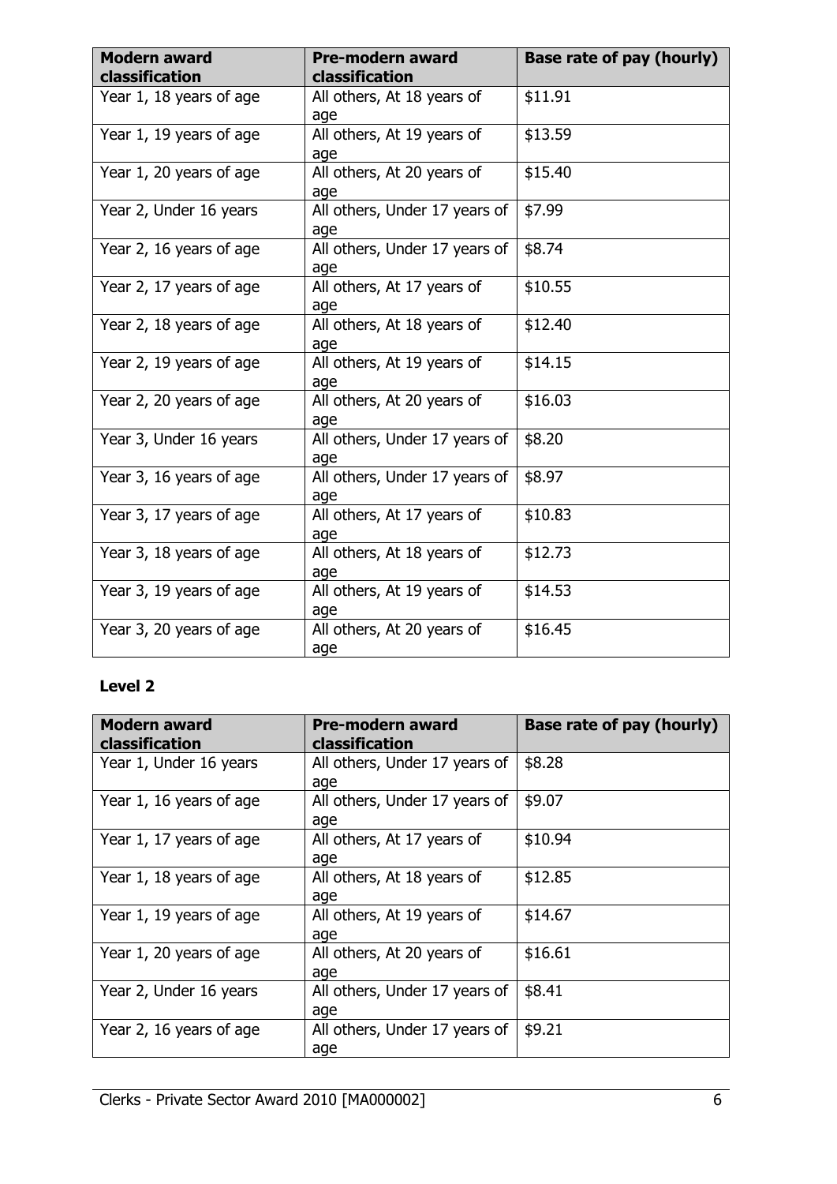| Modern award classification | Pre-modern award classification | Base rate of pay (hourly) |
| --- | --- | --- |
| Year 1, 18 years of age | All others, At 18 years of age | $11.91 |
| Year 1, 19 years of age | All others, At 19 years of age | $13.59 |
| Year 1, 20 years of age | All others, At 20 years of age | $15.40 |
| Year 2, Under 16 years | All others, Under 17 years of age | $7.99 |
| Year 2, 16 years of age | All others, Under 17 years of age | $8.74 |
| Year 2, 17 years of age | All others, At 17 years of age | $10.55 |
| Year 2, 18 years of age | All others, At 18 years of age | $12.40 |
| Year 2, 19 years of age | All others, At 19 years of age | $14.15 |
| Year 2, 20 years of age | All others, At 20 years of age | $16.03 |
| Year 3, Under 16 years | All others, Under 17 years of age | $8.20 |
| Year 3, 16 years of age | All others, Under 17 years of age | $8.97 |
| Year 3, 17 years of age | All others, At 17 years of age | $10.83 |
| Year 3, 18 years of age | All others, At 18 years of age | $12.73 |
| Year 3, 19 years of age | All others, At 19 years of age | $14.53 |
| Year 3, 20 years of age | All others, At 20 years of age | $16.45 |

**Level 2**

| Modern award classification | Pre-modern award classification | Base rate of pay (hourly) |
| --- | --- | --- |
| Year 1, Under 16 years | All others, Under 17 years of age | $8.28 |
| Year 1, 16 years of age | All others, Under 17 years of age | $9.07 |
| Year 1, 17 years of age | All others, At 17 years of age | $10.94 |
| Year 1, 18 years of age | All others, At 18 years of age | $12.85 |
| Year 1, 19 years of age | All others, At 19 years of age | $14.67 |
| Year 1, 20 years of age | All others, At 20 years of age | $16.61 |
| Year 2, Under 16 years | All others, Under 17 years of age | $8.41 |
| Year 2, 16 years of age | All others, Under 17 years of age | $9.21 |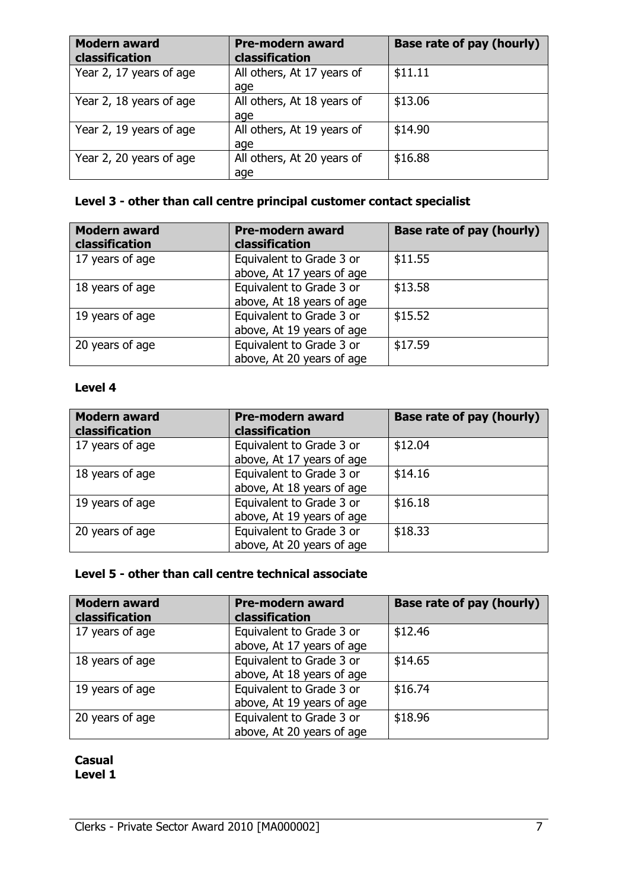| Modern award classification | Pre-modern award classification | Base rate of pay (hourly) |
| --- | --- | --- |
| Year 2, 17 years of age | All others, At 17 years of age | $11.11 |
| Year 2, 18 years of age | All others, At 18 years of age | $13.06 |
| Year 2, 19 years of age | All others, At 19 years of age | $14.90 |
| Year 2, 20 years of age | All others, At 20 years of age | $16.88 |

### Level 3 - other than call centre principal customer contact specialist

| Modern award classification | Pre-modern award classification | Base rate of pay (hourly) |
| --- | --- | --- |
| 17 years of age | Equivalent to Grade 3 or above, At 17 years of age | $11.55 |
| 18 years of age | Equivalent to Grade 3 or above, At 18 years of age | $13.58 |
| 19 years of age | Equivalent to Grade 3 or above, At 19 years of age | $15.52 |
| 20 years of age | Equivalent to Grade 3 or above, At 20 years of age | $17.59 |

### Level 4

| Modern award classification | Pre-modern award classification | Base rate of pay (hourly) |
| --- | --- | --- |
| 17 years of age | Equivalent to Grade 3 or above, At 17 years of age | $12.04 |
| 18 years of age | Equivalent to Grade 3 or above, At 18 years of age | $14.16 |
| 19 years of age | Equivalent to Grade 3 or above, At 19 years of age | $16.18 |
| 20 years of age | Equivalent to Grade 3 or above, At 20 years of age | $18.33 |

### Level 5 - other than call centre technical associate

| Modern award classification | Pre-modern award classification | Base rate of pay (hourly) |
| --- | --- | --- |
| 17 years of age | Equivalent to Grade 3 or above, At 17 years of age | $12.46 |
| 18 years of age | Equivalent to Grade 3 or above, At 18 years of age | $14.65 |
| 19 years of age | Equivalent to Grade 3 or above, At 19 years of age | $16.74 |
| 20 years of age | Equivalent to Grade 3 or above, At 20 years of age | $18.96 |

### Casual

### Level 1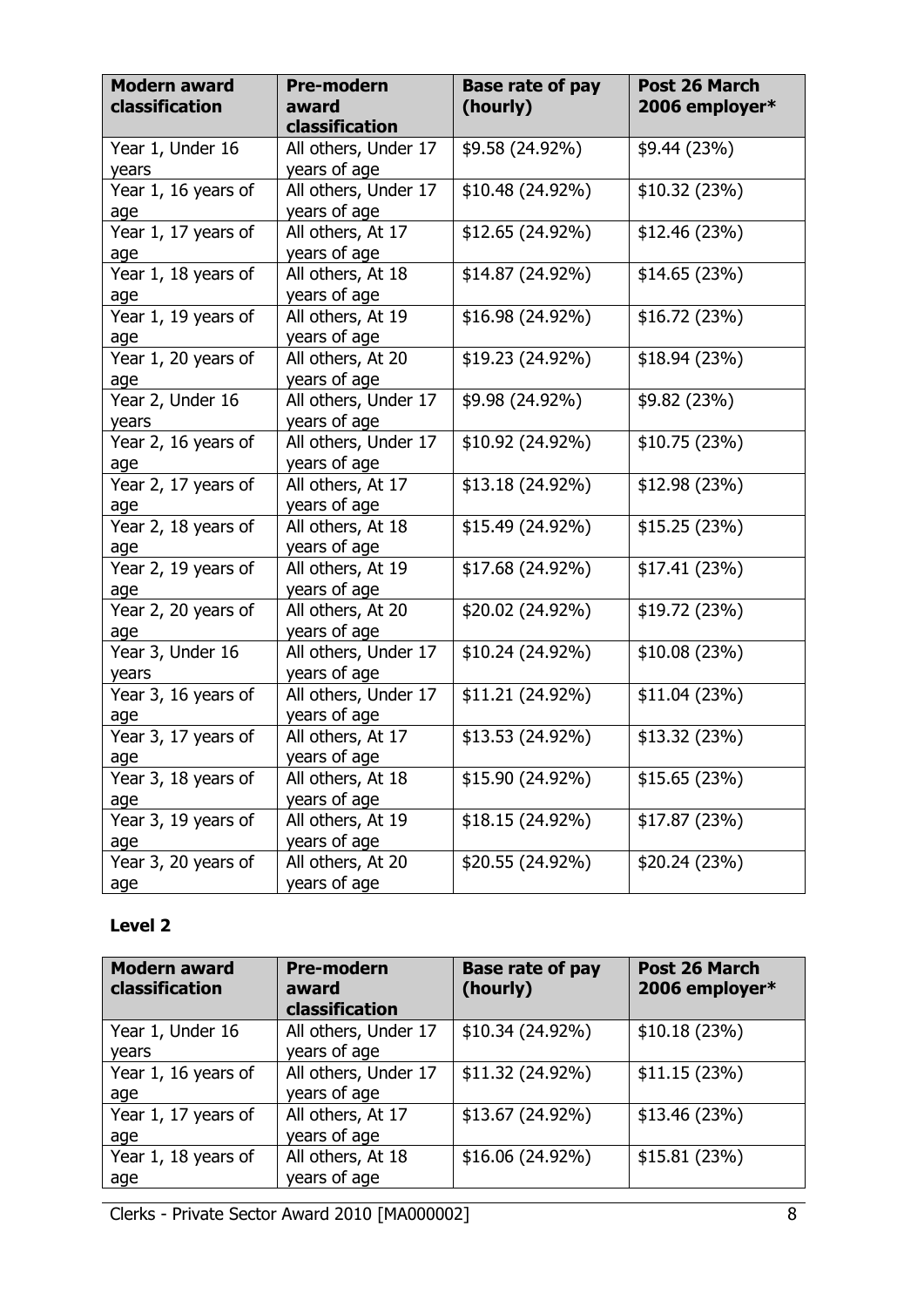| Modern award classification | Pre-modern award classification | Base rate of pay (hourly) | Post 26 March 2006 employer* |
|---|---|---|---|
| Year 1, Under 16 years | All others, Under 17 years of age | $9.58 (24.92%) | $9.44 (23%) |
| Year 1, 16 years of age | All others, Under 17 years of age | $10.48 (24.92%) | $10.32 (23%) |
| Year 1, 17 years of age | All others, At 17 years of age | $12.65 (24.92%) | $12.46 (23%) |
| Year 1, 18 years of age | All others, At 18 years of age | $14.87 (24.92%) | $14.65 (23%) |
| Year 1, 19 years of age | All others, At 19 years of age | $16.98 (24.92%) | $16.72 (23%) |
| Year 1, 20 years of age | All others, At 20 years of age | $19.23 (24.92%) | $18.94 (23%) |
| Year 2, Under 16 years | All others, Under 17 years of age | $9.98 (24.92%) | $9.82 (23%) |
| Year 2, 16 years of age | All others, Under 17 years of age | $10.92 (24.92%) | $10.75 (23%) |
| Year 2, 17 years of age | All others, At 17 years of age | $13.18 (24.92%) | $12.98 (23%) |
| Year 2, 18 years of age | All others, At 18 years of age | $15.49 (24.92%) | $15.25 (23%) |
| Year 2, 19 years of age | All others, At 19 years of age | $17.68 (24.92%) | $17.41 (23%) |
| Year 2, 20 years of age | All others, At 20 years of age | $20.02 (24.92%) | $19.72 (23%) |
| Year 3, Under 16 years | All others, Under 17 years of age | $10.24 (24.92%) | $10.08 (23%) |
| Year 3, 16 years of age | All others, Under 17 years of age | $11.21 (24.92%) | $11.04 (23%) |
| Year 3, 17 years of age | All others, At 17 years of age | $13.53 (24.92%) | $13.32 (23%) |
| Year 3, 18 years of age | All others, At 18 years of age | $15.90 (24.92%) | $15.65 (23%) |
| Year 3, 19 years of age | All others, At 19 years of age | $18.15 (24.92%) | $17.87 (23%) |
| Year 3, 20 years of age | All others, At 20 years of age | $20.55 (24.92%) | $20.24 (23%) |

**Level 2**

| Modern award classification | Pre-modern award classification | Base rate of pay (hourly) | Post 26 March 2006 employer* |
|---|---|---|---|
| Year 1, Under 16 years | All others, Under 17 years of age | $10.34 (24.92%) | $10.18 (23%) |
| Year 1, 16 years of age | All others, Under 17 years of age | $11.32 (24.92%) | $11.15 (23%) |
| Year 1, 17 years of age | All others, At 17 years of age | $13.67 (24.92%) | $13.46 (23%) |
| Year 1, 18 years of age | All others, At 18 years of age | $16.06 (24.92%) | $15.81 (23%) |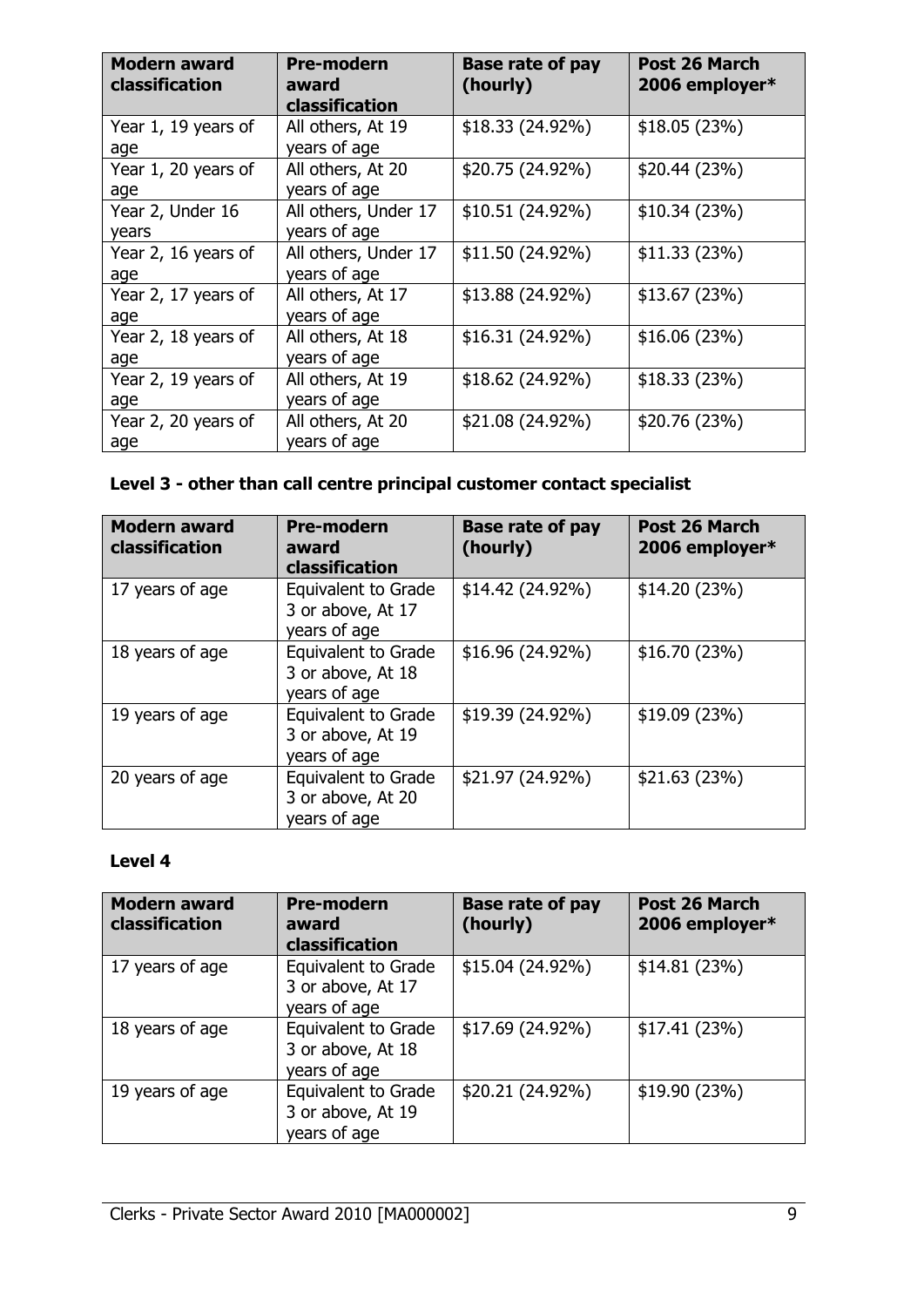| Modern award classification | Pre-modern award classification | Base rate of pay (hourly) | Post 26 March 2006 employer* |
|---|---|---|---|
| Year 1, 19 years of age | All others, At 19 years of age | $18.33 (24.92%) | $18.05 (23%) |
| Year 1, 20 years of age | All others, At 20 years of age | $20.75 (24.92%) | $20.44 (23%) |
| Year 2, Under 16 years | All others, Under 17 years of age | $10.51 (24.92%) | $10.34 (23%) |
| Year 2, 16 years of age | All others, Under 17 years of age | $11.50 (24.92%) | $11.33 (23%) |
| Year 2, 17 years of age | All others, At 17 years of age | $13.88 (24.92%) | $13.67 (23%) |
| Year 2, 18 years of age | All others, At 18 years of age | $16.31 (24.92%) | $16.06 (23%) |
| Year 2, 19 years of age | All others, At 19 years of age | $18.62 (24.92%) | $18.33 (23%) |
| Year 2, 20 years of age | All others, At 20 years of age | $21.08 (24.92%) | $20.76 (23%) |

**Level 3 - other than call centre principal customer contact specialist**

| Modern award classification | Pre-modern award classification | Base rate of pay (hourly) | Post 26 March 2006 employer* |
|---|---|---|---|
| 17 years of age | Equivalent to Grade 3 or above, At 17 years of age | $14.42 (24.92%) | $14.20 (23%) |
| 18 years of age | Equivalent to Grade 3 or above, At 18 years of age | $16.96 (24.92%) | $16.70 (23%) |
| 19 years of age | Equivalent to Grade 3 or above, At 19 years of age | $19.39 (24.92%) | $19.09 (23%) |
| 20 years of age | Equivalent to Grade 3 or above, At 20 years of age | $21.97 (24.92%) | $21.63 (23%) |

**Level 4**

| Modern award classification | Pre-modern award classification | Base rate of pay (hourly) | Post 26 March 2006 employer* |
|---|---|---|---|
| 17 years of age | Equivalent to Grade 3 or above, At 17 years of age | $15.04 (24.92%) | $14.81 (23%) |
| 18 years of age | Equivalent to Grade 3 or above, At 18 years of age | $17.69 (24.92%) | $17.41 (23%) |
| 19 years of age | Equivalent to Grade 3 or above, At 19 years of age | $20.21 (24.92%) | $19.90 (23%) |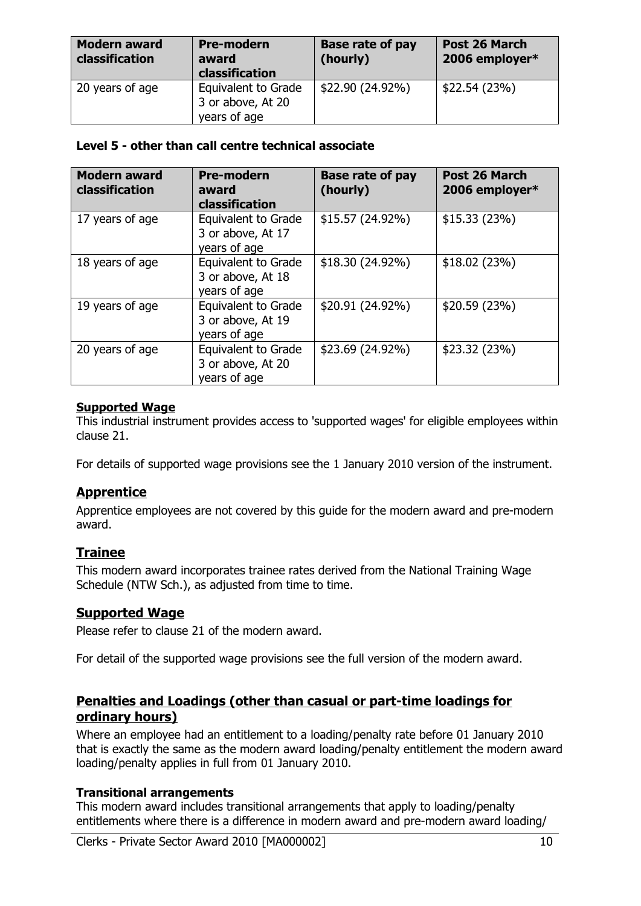| Modern award classification | Pre-modern award classification | Base rate of pay (hourly) | Post 26 March 2006 employer* |
|---|---|---|---|
| 20 years of age | Equivalent to Grade 3 or above, At 20 years of age | $22.90 (24.92%) | $22.54 (23%) |

**Level 5 - other than call centre technical associate**

| Modern award classification | Pre-modern award classification | Base rate of pay (hourly) | Post 26 March 2006 employer* |
|---|---|---|---|
| 17 years of age | Equivalent to Grade 3 or above, At 17 years of age | $15.57 (24.92%) | $15.33 (23%) |
| 18 years of age | Equivalent to Grade 3 or above, At 18 years of age | $18.30 (24.92%) | $18.02 (23%) |
| 19 years of age | Equivalent to Grade 3 or above, At 19 years of age | $20.91 (24.92%) | $20.59 (23%) |
| 20 years of age | Equivalent to Grade 3 or above, At 20 years of age | $23.69 (24.92%) | $23.32 (23%) |

**Supported Wage**

This industrial instrument provides access to 'supported wages' for eligible employees within clause 21.

For details of supported wage provisions see the 1 January 2010 version of the instrument.

## Apprentice

Apprentice employees are not covered by this guide for the modern award and pre-modern award.

## Trainee

This modern award incorporates trainee rates derived from the National Training Wage Schedule (NTW Sch.), as adjusted from time to time.

## Supported Wage

Please refer to clause 21 of the modern award.

For detail of the supported wage provisions see the full version of the modern award.

## Penalties and Loadings (other than casual or part-time loadings for ordinary hours)

Where an employee had an entitlement to a loading/penalty rate before 01 January 2010 that is exactly the same as the modern award loading/penalty entitlement the modern award loading/penalty applies in full from 01 January 2010.

**Transitional arrangements**

This modern award includes transitional arrangements that apply to loading/penalty entitlements where there is a difference in modern award and pre-modern award loading/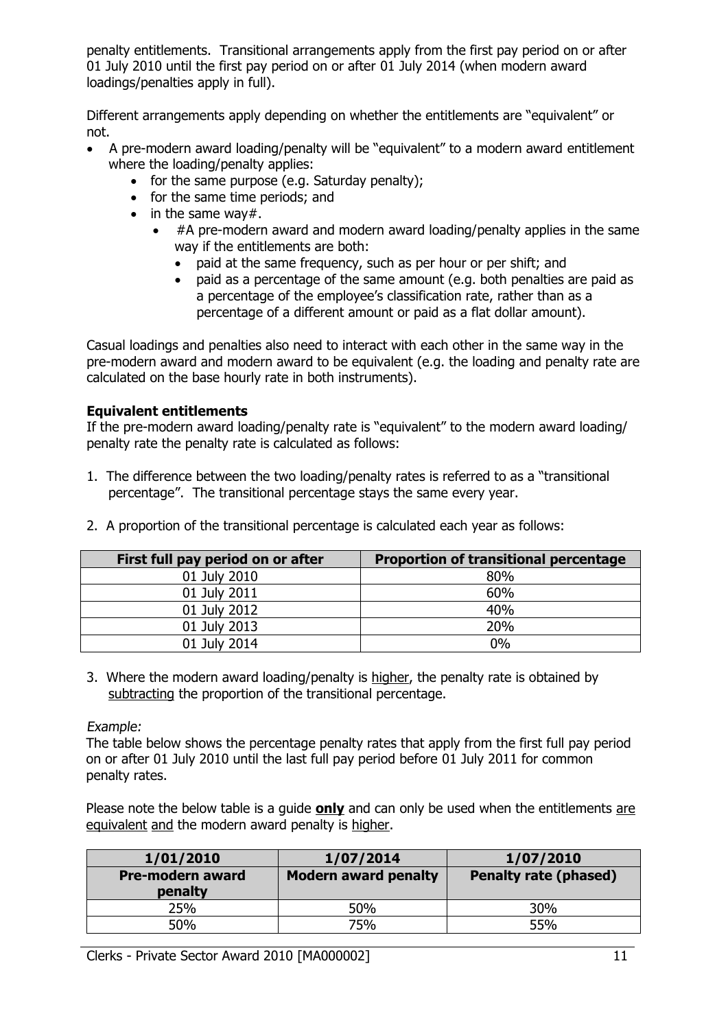penalty entitlements. Transitional arrangements apply from the first pay period on or after 01 July 2010 until the first pay period on or after 01 July 2014 (when modern award loadings/penalties apply in full).

Different arrangements apply depending on whether the entitlements are "equivalent" or not.

- A pre-modern award loading/penalty will be "equivalent" to a modern award entitlement where the loading/penalty applies:
  - for the same purpose (e.g. Saturday penalty);
  - for the same time periods; and
  - in the same way#.
    - #A pre-modern award and modern award loading/penalty applies in the same way if the entitlements are both:
      - paid at the same frequency, such as per hour or per shift; and
      - paid as a percentage of the same amount (e.g. both penalties are paid as a percentage of the employee's classification rate, rather than as a percentage of a different amount or paid as a flat dollar amount).

Casual loadings and penalties also need to interact with each other in the same way in the pre-modern award and modern award to be equivalent (e.g. the loading and penalty rate are calculated on the base hourly rate in both instruments).

**Equivalent entitlements**

If the pre-modern award loading/penalty rate is "equivalent" to the modern award loading/ penalty rate the penalty rate is calculated as follows:

1. The difference between the two loading/penalty rates is referred to as a "transitional percentage". The transitional percentage stays the same every year.
2. A proportion of the transitional percentage is calculated each year as follows:

| First full pay period on or after | Proportion of transitional percentage |
|---|---|
| 01 July 2010 | 80% |
| 01 July 2011 | 60% |
| 01 July 2012 | 40% |
| 01 July 2013 | 20% |
| 01 July 2014 | 0% |

3. Where the modern award loading/penalty is higher, the penalty rate is obtained by subtracting the proportion of the transitional percentage.

*Example:*

The table below shows the percentage penalty rates that apply from the first full pay period on or after 01 July 2010 until the last full pay period before 01 July 2011 for common penalty rates.

Please note the below table is a guide **only** and can only be used when the entitlements are equivalent and the modern award penalty is higher.

| 1/01/2010 | 1/07/2014 | 1/07/2010 |
|---|---|---|
| **Pre-modern award penalty** | **Modern award penalty** | **Penalty rate (phased)** |
| 25% | 50% | 30% |
| 50% | 75% | 55% |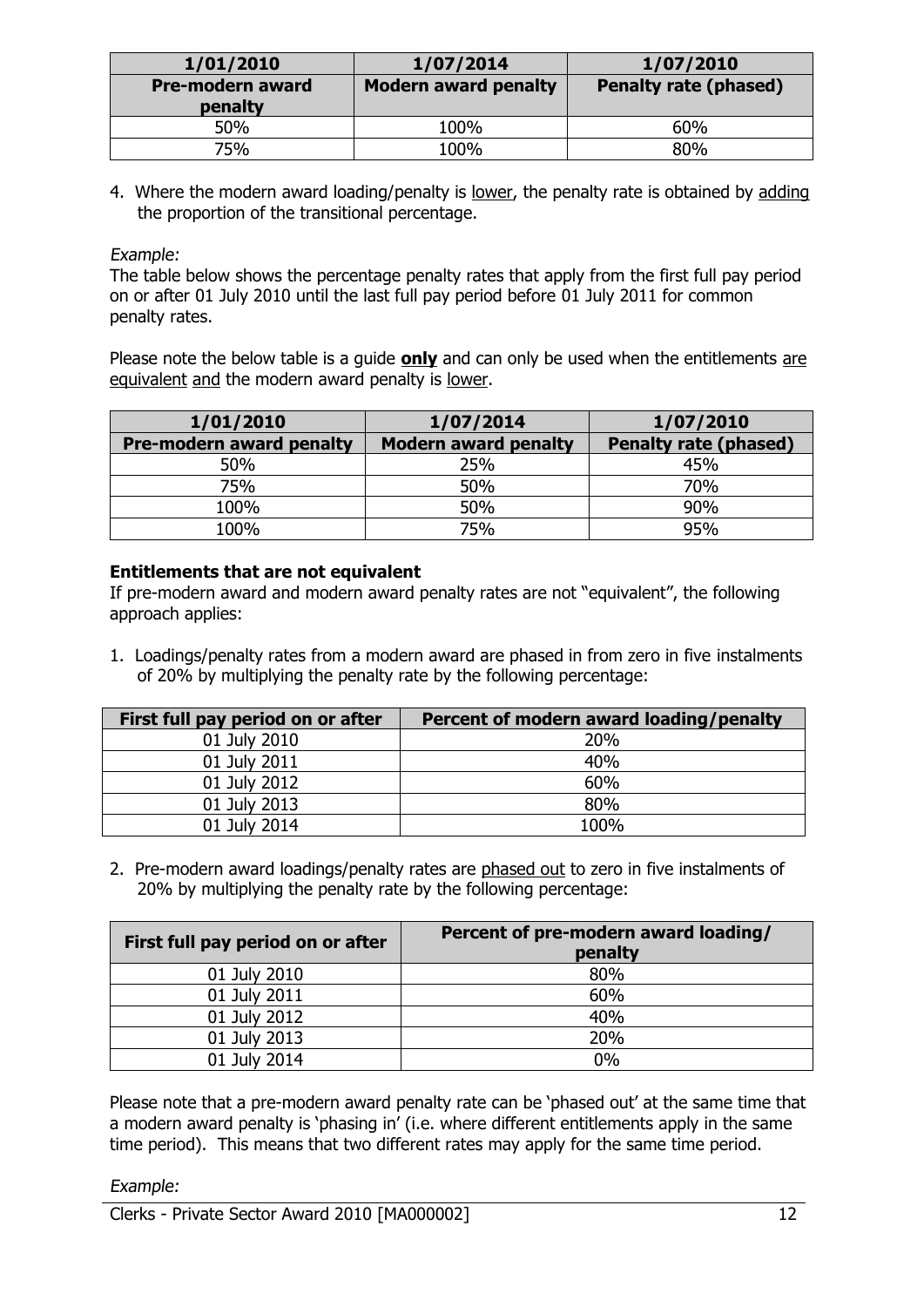| 1/01/2010 | 1/07/2014 | 1/07/2010 |
|---|---|---|
| **Pre-modern award penalty** | **Modern award penalty** | **Penalty rate (phased)** |
| 50% | 100% | 60% |
| 75% | 100% | 80% |

4. Where the modern award loading/penalty is lower, the penalty rate is obtained by adding the proportion of the transitional percentage.

*Example:*

The table below shows the percentage penalty rates that apply from the first full pay period on or after 01 July 2010 until the last full pay period before 01 July 2011 for common penalty rates.

Please note the below table is a guide **only** and can only be used when the entitlements are equivalent and the modern award penalty is lower.

| 1/01/2010 | 1/07/2014 | 1/07/2010 |
|---|---|---|
| **Pre-modern award penalty** | **Modern award penalty** | **Penalty rate (phased)** |
| 50% | 25% | 45% |
| 75% | 50% | 70% |
| 100% | 50% | 90% |
| 100% | 75% | 95% |

**Entitlements that are not equivalent**

If pre-modern award and modern award penalty rates are not "equivalent", the following approach applies:

1. Loadings/penalty rates from a modern award are phased in from zero in five instalments of 20% by multiplying the penalty rate by the following percentage:

| First full pay period on or after | Percent of modern award loading/penalty |
|---|---|
| 01 July 2010 | 20% |
| 01 July 2011 | 40% |
| 01 July 2012 | 60% |
| 01 July 2013 | 80% |
| 01 July 2014 | 100% |

2. Pre-modern award loadings/penalty rates are phased out to zero in five instalments of 20% by multiplying the penalty rate by the following percentage:

| First full pay period on or after | Percent of pre-modern award loading/ penalty |
|---|---|
| 01 July 2010 | 80% |
| 01 July 2011 | 60% |
| 01 July 2012 | 40% |
| 01 July 2013 | 20% |
| 01 July 2014 | 0% |

Please note that a pre-modern award penalty rate can be 'phased out' at the same time that a modern award penalty is 'phasing in' (i.e. where different entitlements apply in the same time period). This means that two different rates may apply for the same time period.

*Example:*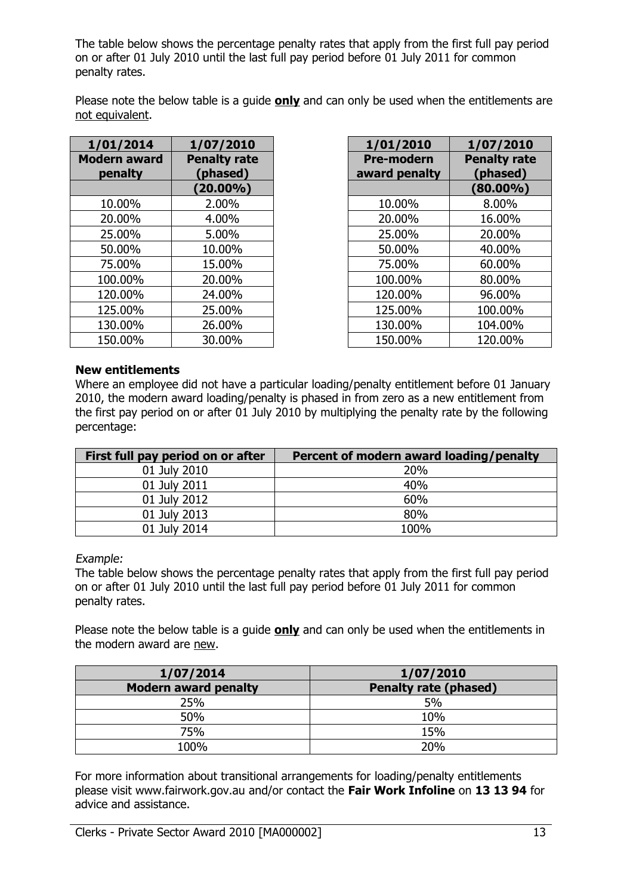The table below shows the percentage penalty rates that apply from the first full pay period on or after 01 July 2010 until the last full pay period before 01 July 2011 for common penalty rates.

Please note the below table is a guide **only** and can only be used when the entitlements are not equivalent.

| 1/01/2014 | 1/07/2010 |
| --- | --- |
| **Modern award penalty** | **Penalty rate (phased)** |
| | **(20.00%)** |
| 10.00% | 2.00% |
| 20.00% | 4.00% |
| 25.00% | 5.00% |
| 50.00% | 10.00% |
| 75.00% | 15.00% |
| 100.00% | 20.00% |
| 120.00% | 24.00% |
| 125.00% | 25.00% |
| 130.00% | 26.00% |
| 150.00% | 30.00% |

| 1/01/2010 | 1/07/2010 |
| --- | --- |
| **Pre-modern award penalty** | **Penalty rate (phased)** |
| | **(80.00%)** |
| 10.00% | 8.00% |
| 20.00% | 16.00% |
| 25.00% | 20.00% |
| 50.00% | 40.00% |
| 75.00% | 60.00% |
| 100.00% | 80.00% |
| 120.00% | 96.00% |
| 125.00% | 100.00% |
| 130.00% | 104.00% |
| 150.00% | 120.00% |

**New entitlements**

Where an employee did not have a particular loading/penalty entitlement before 01 January 2010, the modern award loading/penalty is phased in from zero as a new entitlement from the first pay period on or after 01 July 2010 by multiplying the penalty rate by the following percentage:

| First full pay period on or after | Percent of modern award loading/penalty |
| --- | --- |
| 01 July 2010 | 20% |
| 01 July 2011 | 40% |
| 01 July 2012 | 60% |
| 01 July 2013 | 80% |
| 01 July 2014 | 100% |

*Example:*

The table below shows the percentage penalty rates that apply from the first full pay period on or after 01 July 2010 until the last full pay period before 01 July 2011 for common penalty rates.

Please note the below table is a guide **only** and can only be used when the entitlements in the modern award are new.

| 1/07/2014 | 1/07/2010 |
| --- | --- |
| **Modern award penalty** | **Penalty rate (phased)** |
| 25% | 5% |
| 50% | 10% |
| 75% | 15% |
| 100% | 20% |

For more information about transitional arrangements for loading/penalty entitlements please visit www.fairwork.gov.au and/or contact the **Fair Work Infoline** on **13 13 94** for advice and assistance.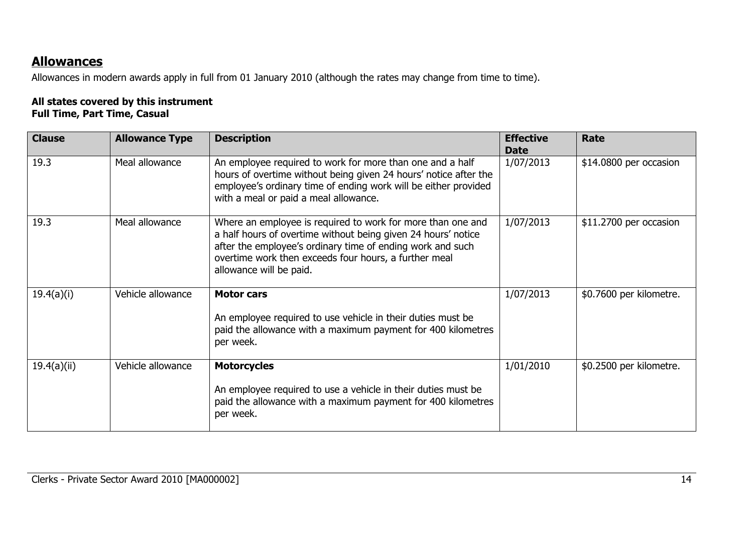## Allowances

Allowances in modern awards apply in full from 01 January 2010 (although the rates may change from time to time).

**All states covered by this instrument**
**Full Time, Part Time, Casual**

| Clause | Allowance Type | Description | Effective Date | Rate |
|---|---|---|---|---|
| 19.3 | Meal allowance | An employee required to work for more than one and a half hours of overtime without being given 24 hours' notice after the employee's ordinary time of ending work will be either provided with a meal or paid a meal allowance. | 1/07/2013 | $14.0800 per occasion |
| 19.3 | Meal allowance | Where an employee is required to work for more than one and a half hours of overtime without being given 24 hours' notice after the employee's ordinary time of ending work and such overtime work then exceeds four hours, a further meal allowance will be paid. | 1/07/2013 | $11.2700 per occasion |
| 19.4(a)(i) | Vehicle allowance | **Motor cars**<br><br>An employee required to use vehicle in their duties must be paid the allowance with a maximum payment for 400 kilometres per week. | 1/07/2013 | $0.7600 per kilometre. |
| 19.4(a)(ii) | Vehicle allowance | **Motorcycles**<br><br>An employee required to use a vehicle in their duties must be paid the allowance with a maximum payment for 400 kilometres per week. | 1/01/2010 | $0.2500 per kilometre. |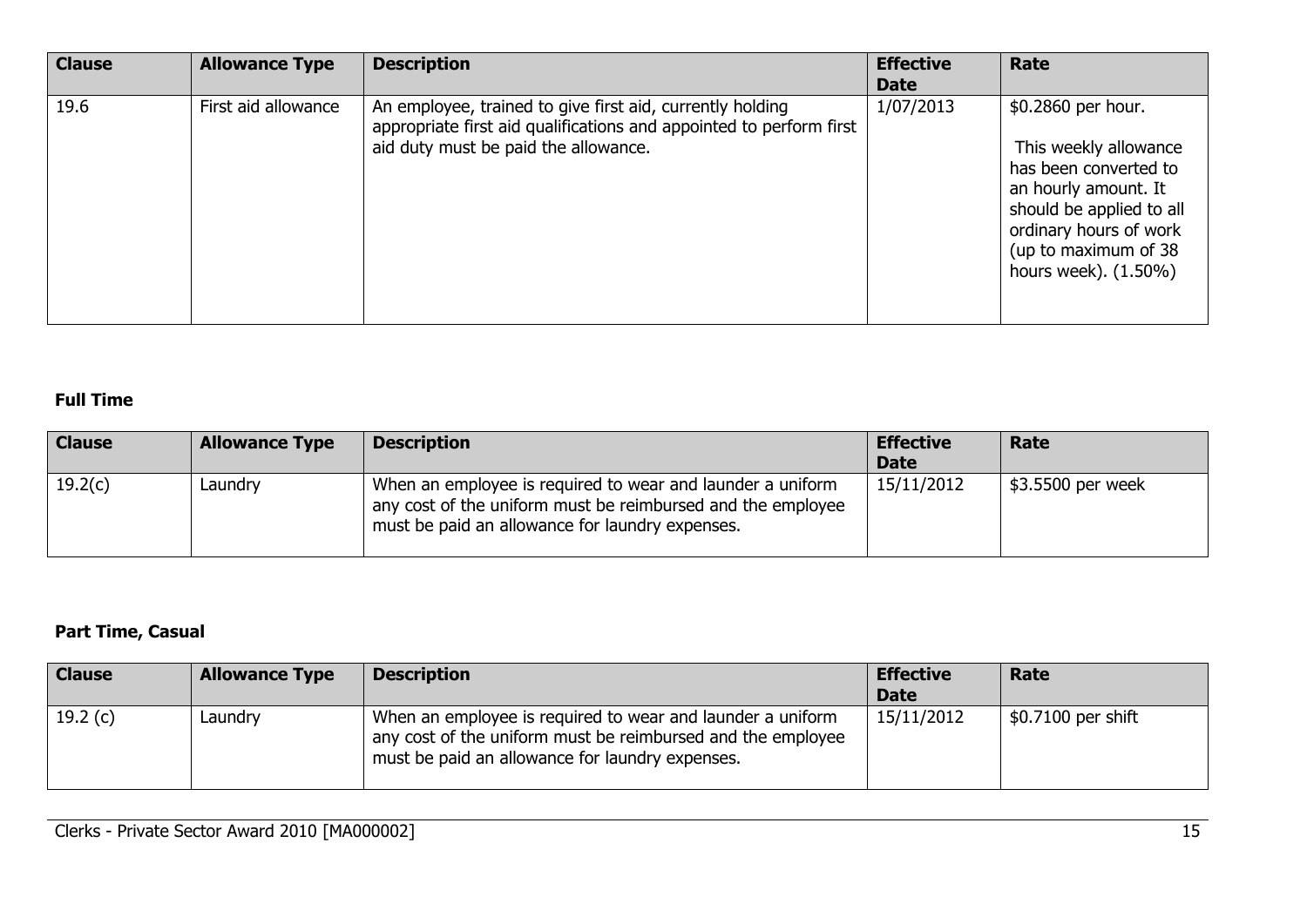| Clause | Allowance Type | Description | Effective Date | Rate |
|---|---|---|---|---|
| 19.6 | First aid allowance | An employee, trained to give first aid, currently holding appropriate first aid qualifications and appointed to perform first aid duty must be paid the allowance. | 1/07/2013 | $0.2860 per hour. This weekly allowance has been converted to an hourly amount. It should be applied to all ordinary hours of work (up to maximum of 38 hours week). (1.50%) |

**Full Time**

| Clause | Allowance Type | Description | Effective Date | Rate |
|---|---|---|---|---|
| 19.2(c) | Laundry | When an employee is required to wear and launder a uniform any cost of the uniform must be reimbursed and the employee must be paid an allowance for laundry expenses. | 15/11/2012 | $3.5500 per week |

**Part Time, Casual**

| Clause | Allowance Type | Description | Effective Date | Rate |
|---|---|---|---|---|
| 19.2 (c) | Laundry | When an employee is required to wear and launder a uniform any cost of the uniform must be reimbursed and the employee must be paid an allowance for laundry expenses. | 15/11/2012 | $0.7100 per shift |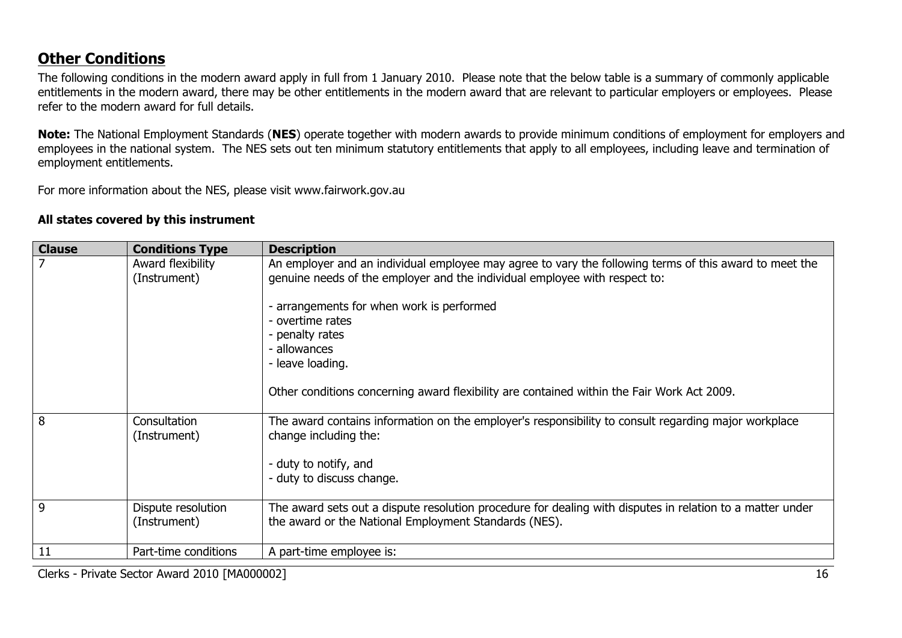## Other Conditions

The following conditions in the modern award apply in full from 1 January 2010. Please note that the below table is a summary of commonly applicable entitlements in the modern award, there may be other entitlements in the modern award that are relevant to particular employers or employees. Please refer to the modern award for full details.

**Note:** The National Employment Standards (**NES**) operate together with modern awards to provide minimum conditions of employment for employers and employees in the national system. The NES sets out ten minimum statutory entitlements that apply to all employees, including leave and termination of employment entitlements.

For more information about the NES, please visit www.fairwork.gov.au

**All states covered by this instrument**

| Clause | Conditions Type | Description |
|---|---|---|
| 7 | Award flexibility (Instrument) | An employer and an individual employee may agree to vary the following terms of this award to meet the genuine needs of the employer and the individual employee with respect to:<br><br>- arrangements for when work is performed<br>- overtime rates<br>- penalty rates<br>- allowances<br>- leave loading.<br><br>Other conditions concerning award flexibility are contained within the Fair Work Act 2009. |
| 8 | Consultation (Instrument) | The award contains information on the employer's responsibility to consult regarding major workplace change including the:<br><br>- duty to notify, and<br>- duty to discuss change. |
| 9 | Dispute resolution (Instrument) | The award sets out a dispute resolution procedure for dealing with disputes in relation to a matter under the award or the National Employment Standards (NES). |
| 11 | Part-time conditions | A part-time employee is: |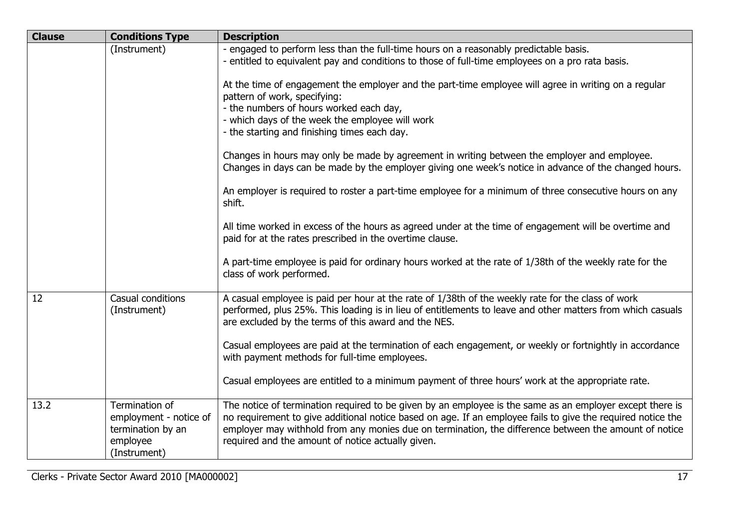| Clause | Conditions Type | Description |
| --- | --- | --- |
| | (Instrument) | - engaged to perform less than the full-time hours on a reasonably predictable basis.<br>- entitled to equivalent pay and conditions to those of full-time employees on a pro rata basis.<br><br>At the time of engagement the employer and the part-time employee will agree in writing on a regular pattern of work, specifying:<br>- the numbers of hours worked each day,<br>- which days of the week the employee will work<br>- the starting and finishing times each day.<br><br>Changes in hours may only be made by agreement in writing between the employer and employee. Changes in days can be made by the employer giving one week's notice in advance of the changed hours.<br><br>An employer is required to roster a part-time employee for a minimum of three consecutive hours on any shift.<br><br>All time worked in excess of the hours as agreed under at the time of engagement will be overtime and paid for at the rates prescribed in the overtime clause.<br><br>A part-time employee is paid for ordinary hours worked at the rate of 1/38th of the weekly rate for the class of work performed. |
| 12 | Casual conditions (Instrument) | A casual employee is paid per hour at the rate of 1/38th of the weekly rate for the class of work performed, plus 25%. This loading is in lieu of entitlements to leave and other matters from which casuals are excluded by the terms of this award and the NES.<br><br>Casual employees are paid at the termination of each engagement, or weekly or fortnightly in accordance with payment methods for full-time employees.<br><br>Casual employees are entitled to a minimum payment of three hours' work at the appropriate rate. |
| 13.2 | Termination of employment - notice of termination by an employee (Instrument) | The notice of termination required to be given by an employee is the same as an employer except there is no requirement to give additional notice based on age. If an employee fails to give the required notice the employer may withhold from any monies due on termination, the difference between the amount of notice required and the amount of notice actually given. |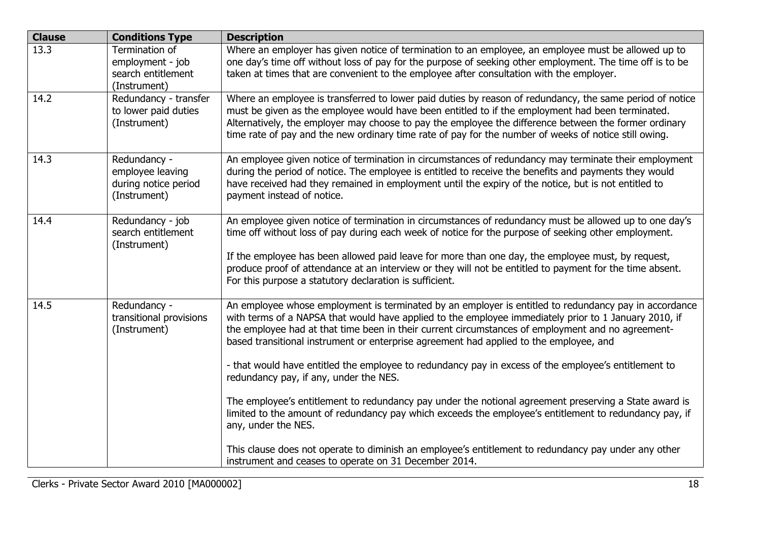| Clause | Conditions Type | Description |
|---|---|---|
| 13.3 | Termination of employment - job search entitlement (Instrument) | Where an employer has given notice of termination to an employee, an employee must be allowed up to one day's time off without loss of pay for the purpose of seeking other employment. The time off is to be taken at times that are convenient to the employee after consultation with the employer. |
| 14.2 | Redundancy - transfer to lower paid duties (Instrument) | Where an employee is transferred to lower paid duties by reason of redundancy, the same period of notice must be given as the employee would have been entitled to if the employment had been terminated. Alternatively, the employer may choose to pay the employee the difference between the former ordinary time rate of pay and the new ordinary time rate of pay for the number of weeks of notice still owing. |
| 14.3 | Redundancy - employee leaving during notice period (Instrument) | An employee given notice of termination in circumstances of redundancy may terminate their employment during the period of notice. The employee is entitled to receive the benefits and payments they would have received had they remained in employment until the expiry of the notice, but is not entitled to payment instead of notice. |
| 14.4 | Redundancy - job search entitlement (Instrument) | An employee given notice of termination in circumstances of redundancy must be allowed up to one day's time off without loss of pay during each week of notice for the purpose of seeking other employment.<br><br>If the employee has been allowed paid leave for more than one day, the employee must, by request, produce proof of attendance at an interview or they will not be entitled to payment for the time absent. For this purpose a statutory declaration is sufficient. |
| 14.5 | Redundancy - transitional provisions (Instrument) | An employee whose employment is terminated by an employer is entitled to redundancy pay in accordance with terms of a NAPSA that would have applied to the employee immediately prior to 1 January 2010, if the employee had at that time been in their current circumstances of employment and no agreement-based transitional instrument or enterprise agreement had applied to the employee, and<br><br>- that would have entitled the employee to redundancy pay in excess of the employee's entitlement to redundancy pay, if any, under the NES.<br><br>The employee's entitlement to redundancy pay under the notional agreement preserving a State award is limited to the amount of redundancy pay which exceeds the employee's entitlement to redundancy pay, if any, under the NES.<br><br>This clause does not operate to diminish an employee's entitlement to redundancy pay under any other instrument and ceases to operate on 31 December 2014. |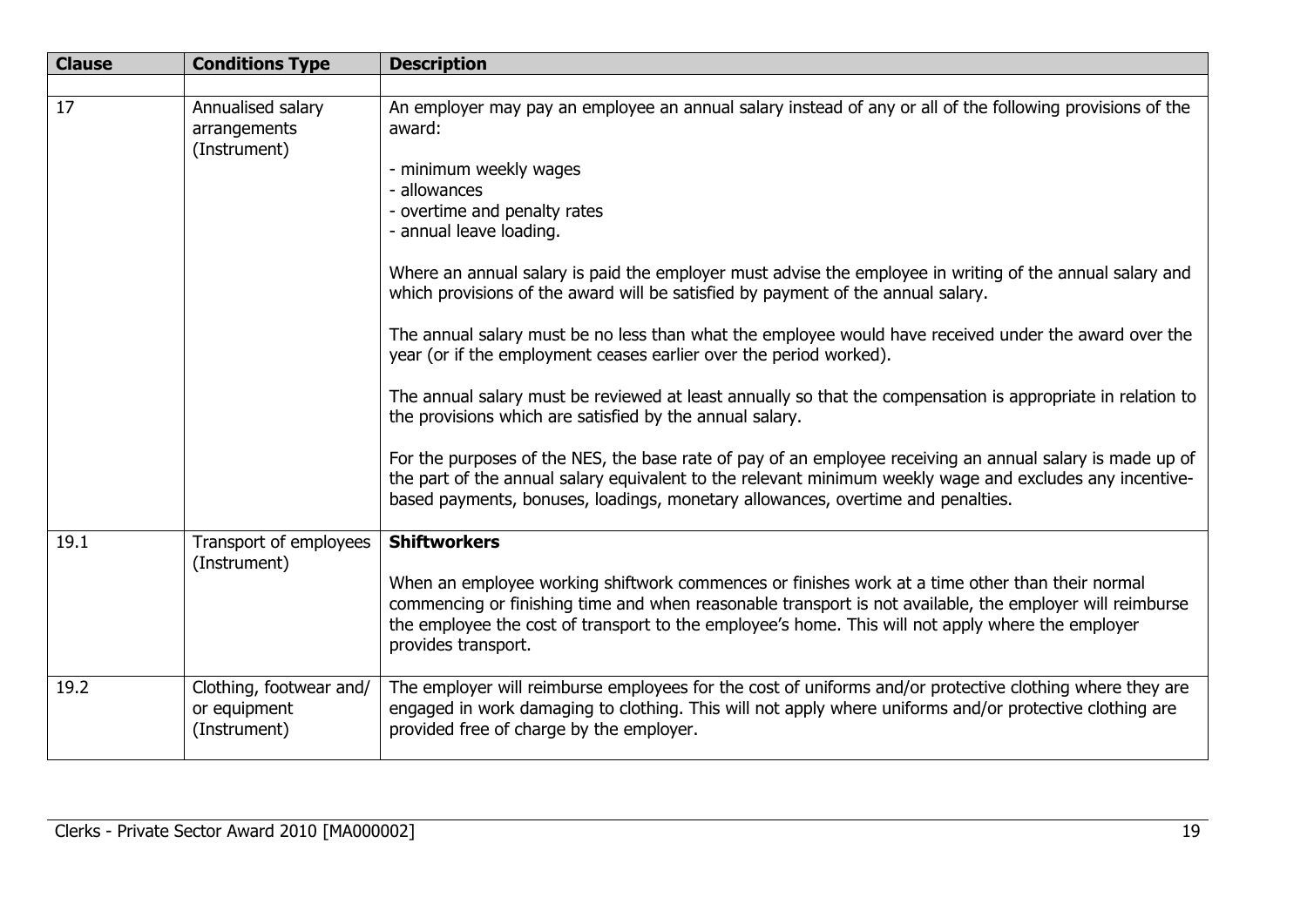| Clause | Conditions Type | Description |
|---|---|---|
| | | |
| 17 | Annualised salary arrangements (Instrument) | An employer may pay an employee an annual salary instead of any or all of the following provisions of the award:<br><br>- minimum weekly wages<br>- allowances<br>- overtime and penalty rates<br>- annual leave loading.<br><br>Where an annual salary is paid the employer must advise the employee in writing of the annual salary and which provisions of the award will be satisfied by payment of the annual salary.<br><br>The annual salary must be no less than what the employee would have received under the award over the year (or if the employment ceases earlier over the period worked).<br><br>The annual salary must be reviewed at least annually so that the compensation is appropriate in relation to the provisions which are satisfied by the annual salary.<br><br>For the purposes of the NES, the base rate of pay of an employee receiving an annual salary is made up of the part of the annual salary equivalent to the relevant minimum weekly wage and excludes any incentive-based payments, bonuses, loadings, monetary allowances, overtime and penalties. |
| 19.1 | Transport of employees (Instrument) | **Shiftworkers**<br><br>When an employee working shiftwork commences or finishes work at a time other than their normal commencing or finishing time and when reasonable transport is not available, the employer will reimburse the employee the cost of transport to the employee's home. This will not apply where the employer provides transport. |
| 19.2 | Clothing, footwear and/ or equipment (Instrument) | The employer will reimburse employees for the cost of uniforms and/or protective clothing where they are engaged in work damaging to clothing. This will not apply where uniforms and/or protective clothing are provided free of charge by the employer. |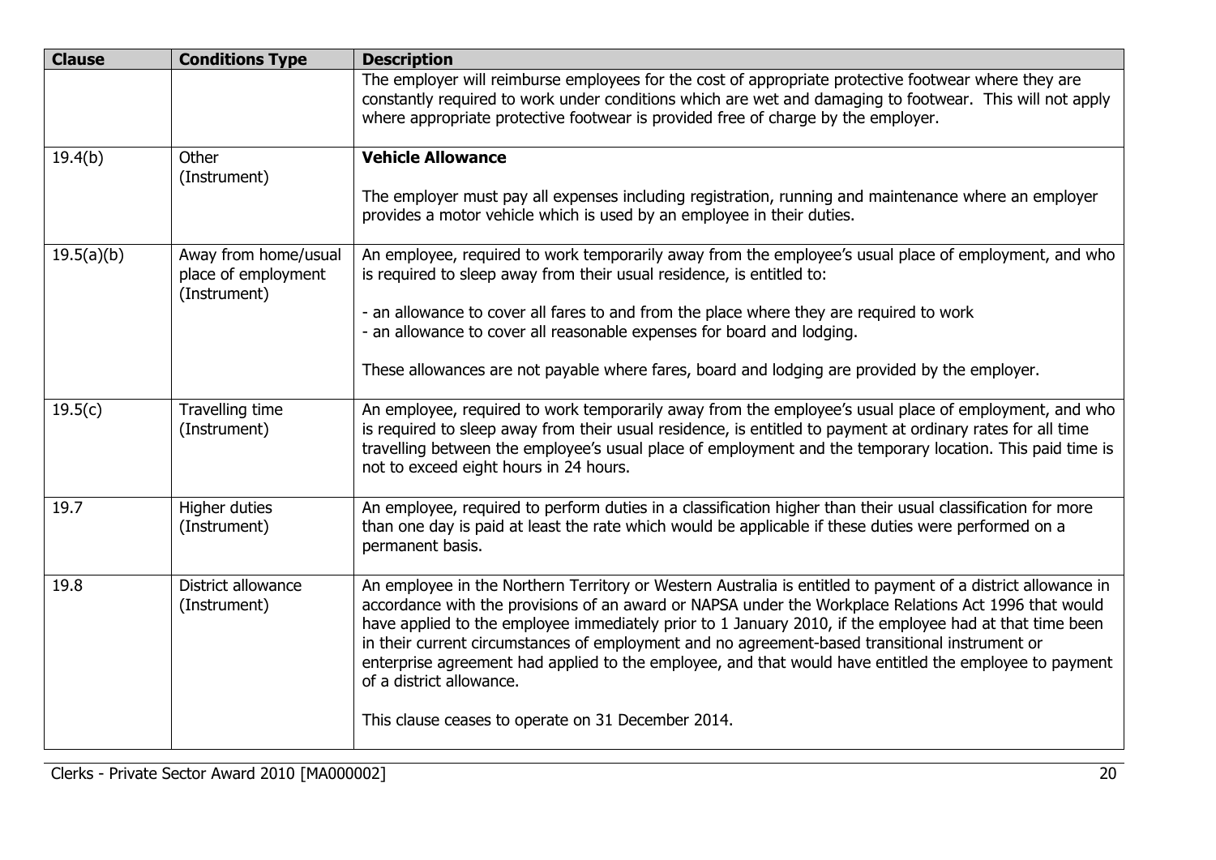| Clause | Conditions Type | Description |
|---|---|---|
| | | The employer will reimburse employees for the cost of appropriate protective footwear where they are constantly required to work under conditions which are wet and damaging to footwear. This will not apply where appropriate protective footwear is provided free of charge by the employer. |
| 19.4(b) | Other (Instrument) | **Vehicle Allowance**<br><br>The employer must pay all expenses including registration, running and maintenance where an employer provides a motor vehicle which is used by an employee in their duties. |
| 19.5(a)(b) | Away from home/usual place of employment (Instrument) | An employee, required to work temporarily away from the employee's usual place of employment, and who is required to sleep away from their usual residence, is entitled to:<br><br>- an allowance to cover all fares to and from the place where they are required to work<br>- an allowance to cover all reasonable expenses for board and lodging.<br><br>These allowances are not payable where fares, board and lodging are provided by the employer. |
| 19.5(c) | Travelling time (Instrument) | An employee, required to work temporarily away from the employee's usual place of employment, and who is required to sleep away from their usual residence, is entitled to payment at ordinary rates for all time travelling between the employee's usual place of employment and the temporary location. This paid time is not to exceed eight hours in 24 hours. |
| 19.7 | Higher duties (Instrument) | An employee, required to perform duties in a classification higher than their usual classification for more than one day is paid at least the rate which would be applicable if these duties were performed on a permanent basis. |
| 19.8 | District allowance (Instrument) | An employee in the Northern Territory or Western Australia is entitled to payment of a district allowance in accordance with the provisions of an award or NAPSA under the Workplace Relations Act 1996 that would have applied to the employee immediately prior to 1 January 2010, if the employee had at that time been in their current circumstances of employment and no agreement-based transitional instrument or enterprise agreement had applied to the employee, and that would have entitled the employee to payment of a district allowance.<br><br>This clause ceases to operate on 31 December 2014. |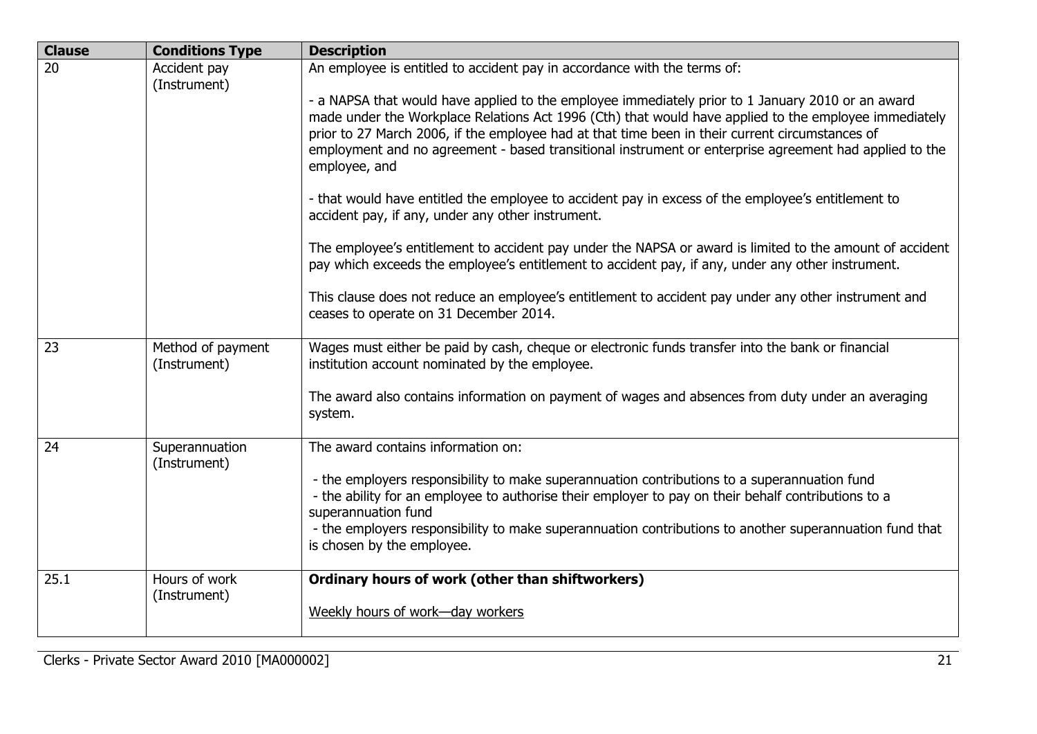| Clause | Conditions Type | Description |
|---|---|---|
| 20 | Accident pay (Instrument) | An employee is entitled to accident pay in accordance with the terms of:<br><br>- a NAPSA that would have applied to the employee immediately prior to 1 January 2010 or an award made under the Workplace Relations Act 1996 (Cth) that would have applied to the employee immediately prior to 27 March 2006, if the employee had at that time been in their current circumstances of employment and no agreement - based transitional instrument or enterprise agreement had applied to the employee, and<br><br>- that would have entitled the employee to accident pay in excess of the employee's entitlement to accident pay, if any, under any other instrument.<br><br>The employee's entitlement to accident pay under the NAPSA or award is limited to the amount of accident pay which exceeds the employee's entitlement to accident pay, if any, under any other instrument.<br><br>This clause does not reduce an employee's entitlement to accident pay under any other instrument and ceases to operate on 31 December 2014. |
| 23 | Method of payment (Instrument) | Wages must either be paid by cash, cheque or electronic funds transfer into the bank or financial institution account nominated by the employee.<br><br>The award also contains information on payment of wages and absences from duty under an averaging system. |
| 24 | Superannuation (Instrument) | The award contains information on:<br><br>- the employers responsibility to make superannuation contributions to a superannuation fund<br>- the ability for an employee to authorise their employer to pay on their behalf contributions to a superannuation fund<br>- the employers responsibility to make superannuation contributions to another superannuation fund that is chosen by the employee. |
| 25.1 | Hours of work (Instrument) | **Ordinary hours of work (other than shiftworkers)**<br><br><u>Weekly hours of work—day workers</u> |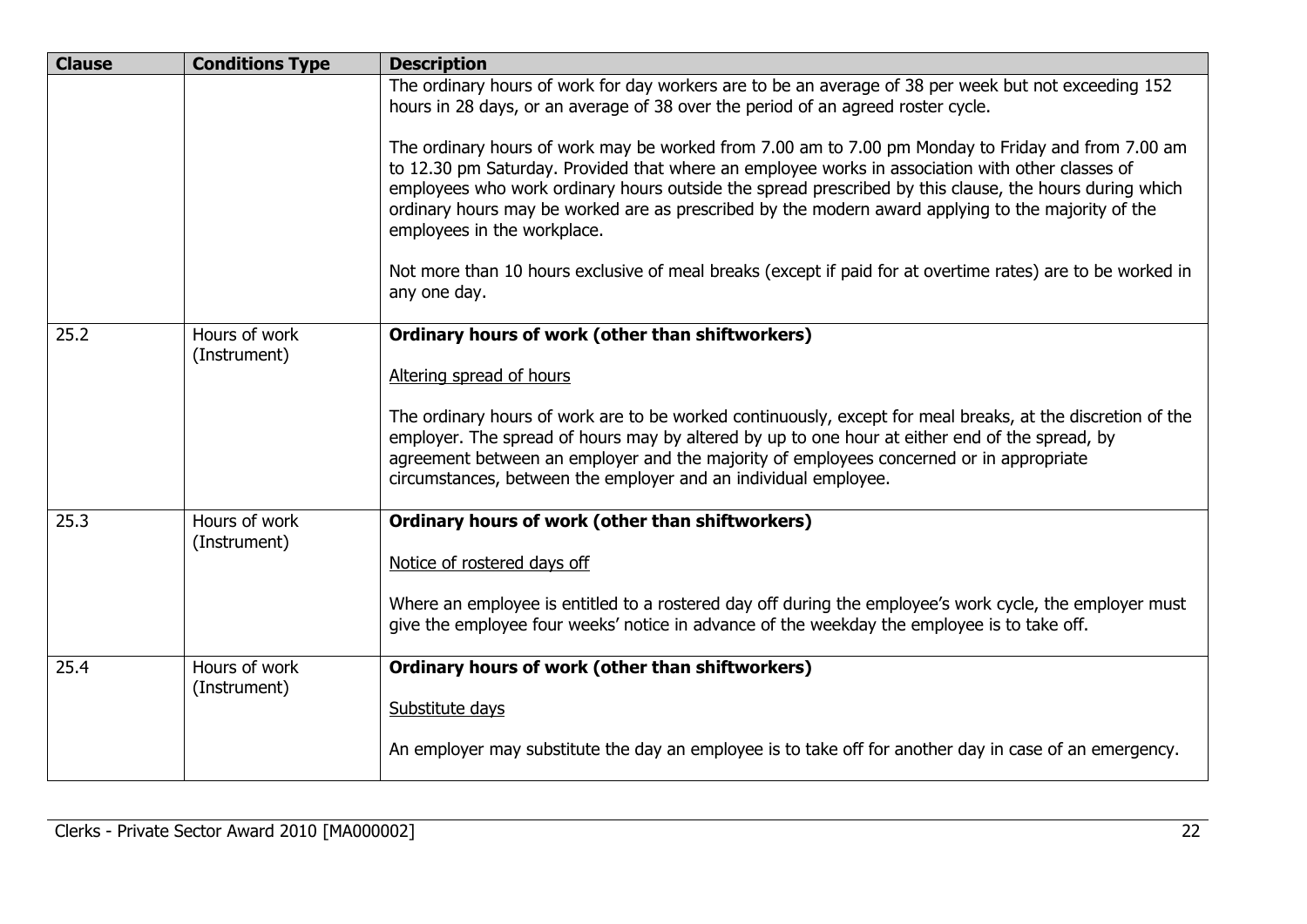| Clause | Conditions Type | Description |
| --- | --- | --- |
| | | The ordinary hours of work for day workers are to be an average of 38 per week but not exceeding 152 hours in 28 days, or an average of 38 over the period of an agreed roster cycle.<br><br>The ordinary hours of work may be worked from 7.00 am to 7.00 pm Monday to Friday and from 7.00 am to 12.30 pm Saturday. Provided that where an employee works in association with other classes of employees who work ordinary hours outside the spread prescribed by this clause, the hours during which ordinary hours may be worked are as prescribed by the modern award applying to the majority of the employees in the workplace.<br><br>Not more than 10 hours exclusive of meal breaks (except if paid for at overtime rates) are to be worked in any one day. |
| 25.2 | Hours of work (Instrument) | **Ordinary hours of work (other than shiftworkers)**<br><br>Altering spread of hours<br><br>The ordinary hours of work are to be worked continuously, except for meal breaks, at the discretion of the employer. The spread of hours may by altered by up to one hour at either end of the spread, by agreement between an employer and the majority of employees concerned or in appropriate circumstances, between the employer and an individual employee. |
| 25.3 | Hours of work (Instrument) | **Ordinary hours of work (other than shiftworkers)**<br><br>Notice of rostered days off<br><br>Where an employee is entitled to a rostered day off during the employee's work cycle, the employer must give the employee four weeks' notice in advance of the weekday the employee is to take off. |
| 25.4 | Hours of work (Instrument) | **Ordinary hours of work (other than shiftworkers)**<br><br>Substitute days<br><br>An employer may substitute the day an employee is to take off for another day in case of an emergency. |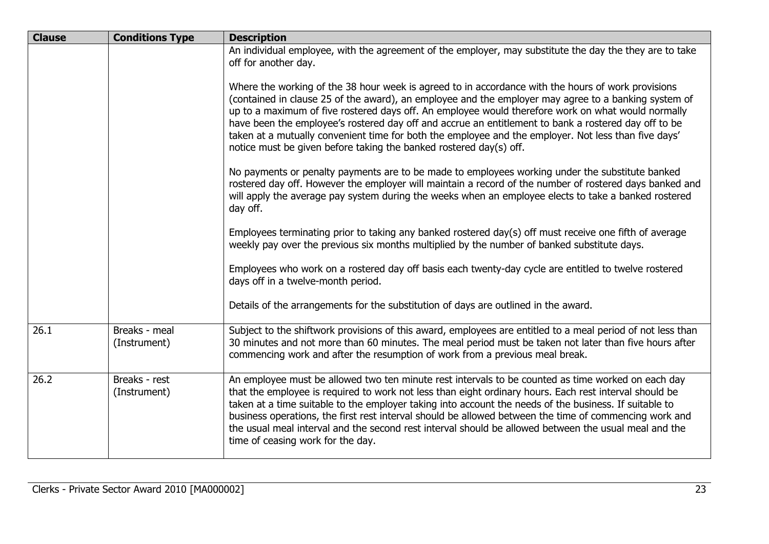| Clause | Conditions Type | Description |
| --- | --- | --- |
| | | An individual employee, with the agreement of the employer, may substitute the day the they are to take off for another day.<br><br>Where the working of the 38 hour week is agreed to in accordance with the hours of work provisions (contained in clause 25 of the award), an employee and the employer may agree to a banking system of up to a maximum of five rostered days off. An employee would therefore work on what would normally have been the employee's rostered day off and accrue an entitlement to bank a rostered day off to be taken at a mutually convenient time for both the employee and the employer. Not less than five days' notice must be given before taking the banked rostered day(s) off.<br><br>No payments or penalty payments are to be made to employees working under the substitute banked rostered day off. However the employer will maintain a record of the number of rostered days banked and will apply the average pay system during the weeks when an employee elects to take a banked rostered day off.<br><br>Employees terminating prior to taking any banked rostered day(s) off must receive one fifth of average weekly pay over the previous six months multiplied by the number of banked substitute days.<br><br>Employees who work on a rostered day off basis each twenty-day cycle are entitled to twelve rostered days off in a twelve-month period.<br><br>Details of the arrangements for the substitution of days are outlined in the award. |
| 26.1 | Breaks - meal (Instrument) | Subject to the shiftwork provisions of this award, employees are entitled to a meal period of not less than 30 minutes and not more than 60 minutes. The meal period must be taken not later than five hours after commencing work and after the resumption of work from a previous meal break. |
| 26.2 | Breaks - rest (Instrument) | An employee must be allowed two ten minute rest intervals to be counted as time worked on each day that the employee is required to work not less than eight ordinary hours. Each rest interval should be taken at a time suitable to the employer taking into account the needs of the business. If suitable to business operations, the first rest interval should be allowed between the time of commencing work and the usual meal interval and the second rest interval should be allowed between the usual meal and the time of ceasing work for the day. |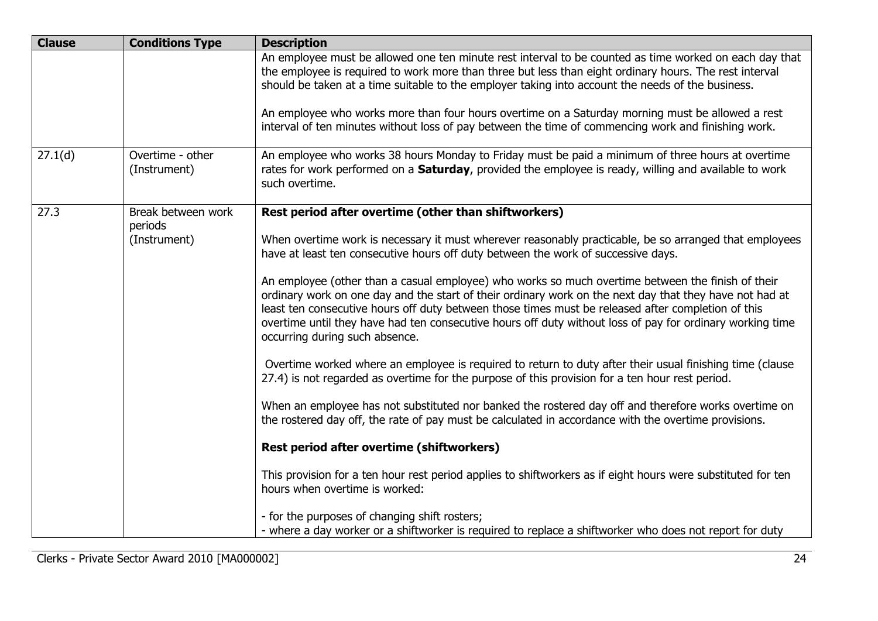| Clause | Conditions Type | Description |
| --- | --- | --- |
| | | An employee must be allowed one ten minute rest interval to be counted as time worked on each day that the employee is required to work more than three but less than eight ordinary hours. The rest interval should be taken at a time suitable to the employer taking into account the needs of the business.<br><br>An employee who works more than four hours overtime on a Saturday morning must be allowed a rest interval of ten minutes without loss of pay between the time of commencing work and finishing work. |
| 27.1(d) | Overtime - other (Instrument) | An employee who works 38 hours Monday to Friday must be paid a minimum of three hours at overtime rates for work performed on a **Saturday**, provided the employee is ready, willing and available to work such overtime. |
| 27.3 | Break between work periods (Instrument) | **Rest period after overtime (other than shiftworkers)**<br><br>When overtime work is necessary it must wherever reasonably practicable, be so arranged that employees have at least ten consecutive hours off duty between the work of successive days.<br><br>An employee (other than a casual employee) who works so much overtime between the finish of their ordinary work on one day and the start of their ordinary work on the next day that they have not had at least ten consecutive hours off duty between those times must be released after completion of this overtime until they have had ten consecutive hours off duty without loss of pay for ordinary working time occurring during such absence.<br><br>Overtime worked where an employee is required to return to duty after their usual finishing time (clause 27.4) is not regarded as overtime for the purpose of this provision for a ten hour rest period.<br><br>When an employee has not substituted nor banked the rostered day off and therefore works overtime on the rostered day off, the rate of pay must be calculated in accordance with the overtime provisions.<br><br>**Rest period after overtime (shiftworkers)**<br><br>This provision for a ten hour rest period applies to shiftworkers as if eight hours were substituted for ten hours when overtime is worked:<br><br>- for the purposes of changing shift rosters;<br>- where a day worker or a shiftworker is required to replace a shiftworker who does not report for duty |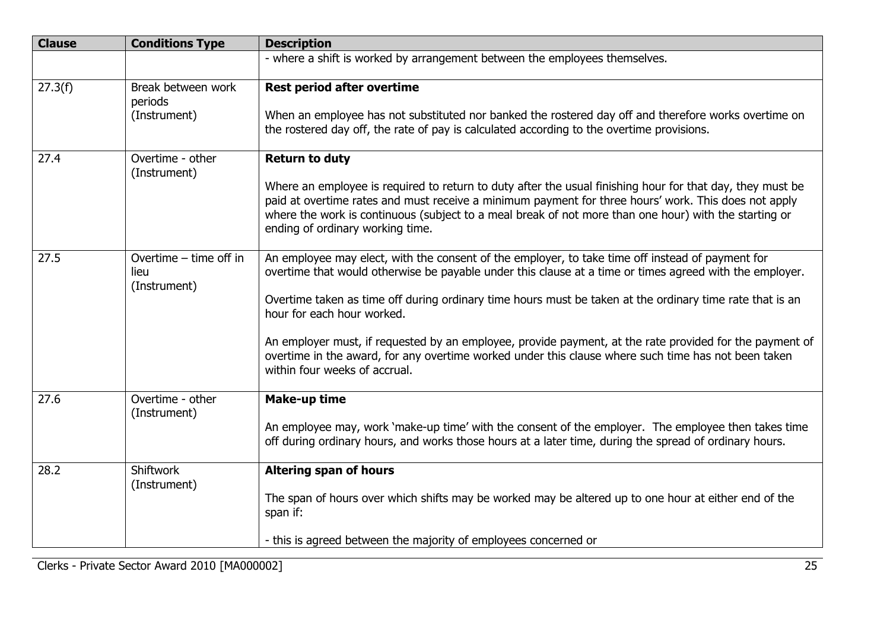| Clause | Conditions Type | Description |
|---|---|---|
| | | - where a shift is worked by arrangement between the employees themselves. |
| 27.3(f) | Break between work periods (Instrument) | **Rest period after overtime**<br><br>When an employee has not substituted nor banked the rostered day off and therefore works overtime on the rostered day off, the rate of pay is calculated according to the overtime provisions. |
| 27.4 | Overtime - other (Instrument) | **Return to duty**<br><br>Where an employee is required to return to duty after the usual finishing hour for that day, they must be paid at overtime rates and must receive a minimum payment for three hours' work. This does not apply where the work is continuous (subject to a meal break of not more than one hour) with the starting or ending of ordinary working time. |
| 27.5 | Overtime – time off in lieu (Instrument) | An employee may elect, with the consent of the employer, to take time off instead of payment for overtime that would otherwise be payable under this clause at a time or times agreed with the employer.<br><br>Overtime taken as time off during ordinary time hours must be taken at the ordinary time rate that is an hour for each hour worked.<br><br>An employer must, if requested by an employee, provide payment, at the rate provided for the payment of overtime in the award, for any overtime worked under this clause where such time has not been taken within four weeks of accrual. |
| 27.6 | Overtime - other (Instrument) | **Make-up time**<br><br>An employee may, work 'make-up time' with the consent of the employer. The employee then takes time off during ordinary hours, and works those hours at a later time, during the spread of ordinary hours. |
| 28.2 | Shiftwork (Instrument) | **Altering span of hours**<br><br>The span of hours over which shifts may be worked may be altered up to one hour at either end of the span if:<br><br>- this is agreed between the majority of employees concerned or |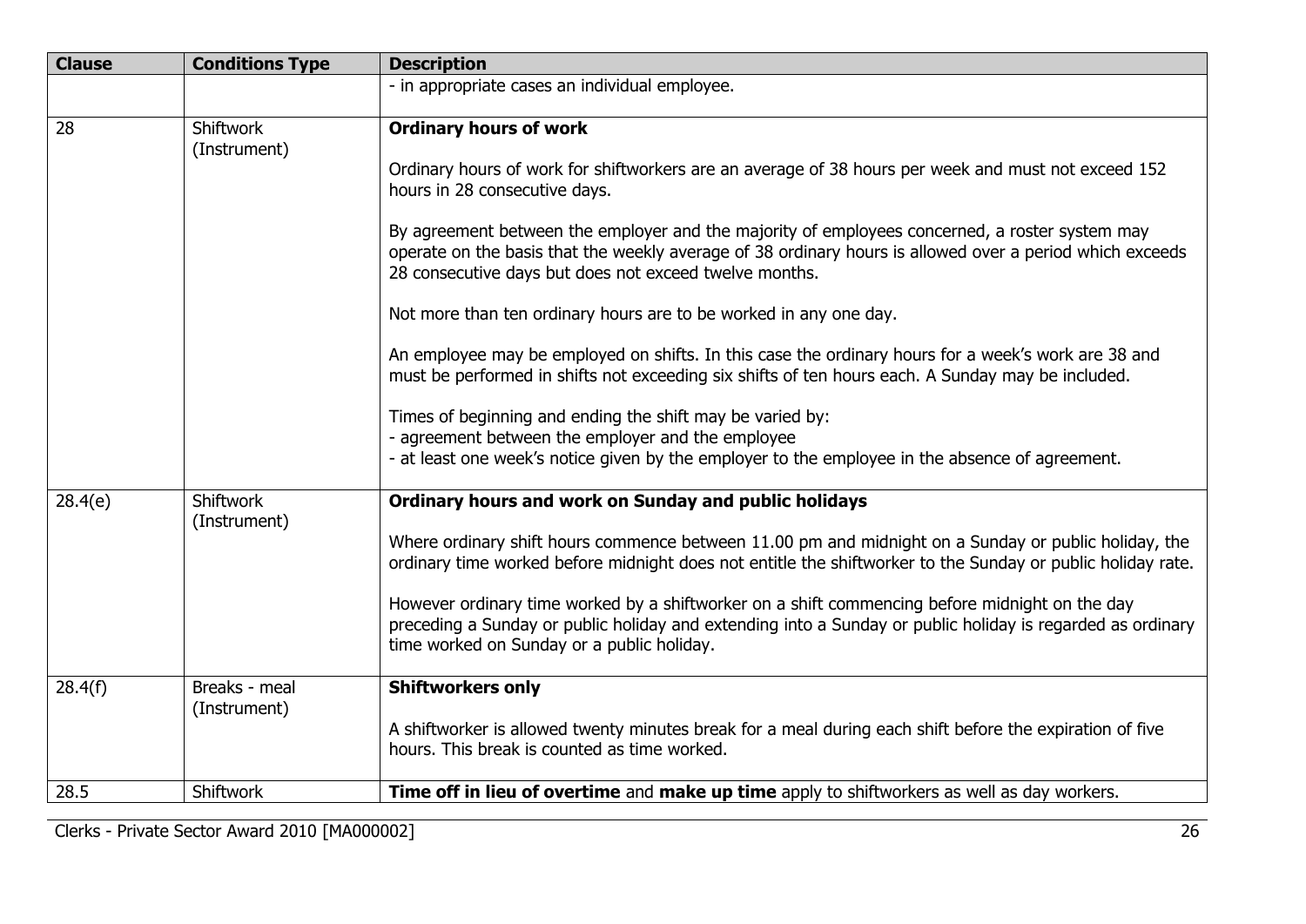| Clause | Conditions Type | Description |
|---|---|---|
| | | - in appropriate cases an individual employee. |
| 28 | Shiftwork (Instrument) | **Ordinary hours of work**<br><br>Ordinary hours of work for shiftworkers are an average of 38 hours per week and must not exceed 152 hours in 28 consecutive days.<br><br>By agreement between the employer and the majority of employees concerned, a roster system may operate on the basis that the weekly average of 38 ordinary hours is allowed over a period which exceeds 28 consecutive days but does not exceed twelve months.<br><br>Not more than ten ordinary hours are to be worked in any one day.<br><br>An employee may be employed on shifts. In this case the ordinary hours for a week's work are 38 and must be performed in shifts not exceeding six shifts of ten hours each. A Sunday may be included.<br><br>Times of beginning and ending the shift may be varied by:<br>- agreement between the employer and the employee<br>- at least one week's notice given by the employer to the employee in the absence of agreement. |
| 28.4(e) | Shiftwork (Instrument) | **Ordinary hours and work on Sunday and public holidays**<br><br>Where ordinary shift hours commence between 11.00 pm and midnight on a Sunday or public holiday, the ordinary time worked before midnight does not entitle the shiftworker to the Sunday or public holiday rate.<br><br>However ordinary time worked by a shiftworker on a shift commencing before midnight on the day preceding a Sunday or public holiday and extending into a Sunday or public holiday is regarded as ordinary time worked on Sunday or a public holiday. |
| 28.4(f) | Breaks - meal (Instrument) | **Shiftworkers only**<br><br>A shiftworker is allowed twenty minutes break for a meal during each shift before the expiration of five hours. This break is counted as time worked. |
| 28.5 | Shiftwork | **Time off in lieu of overtime** and **make up time** apply to shiftworkers as well as day workers. |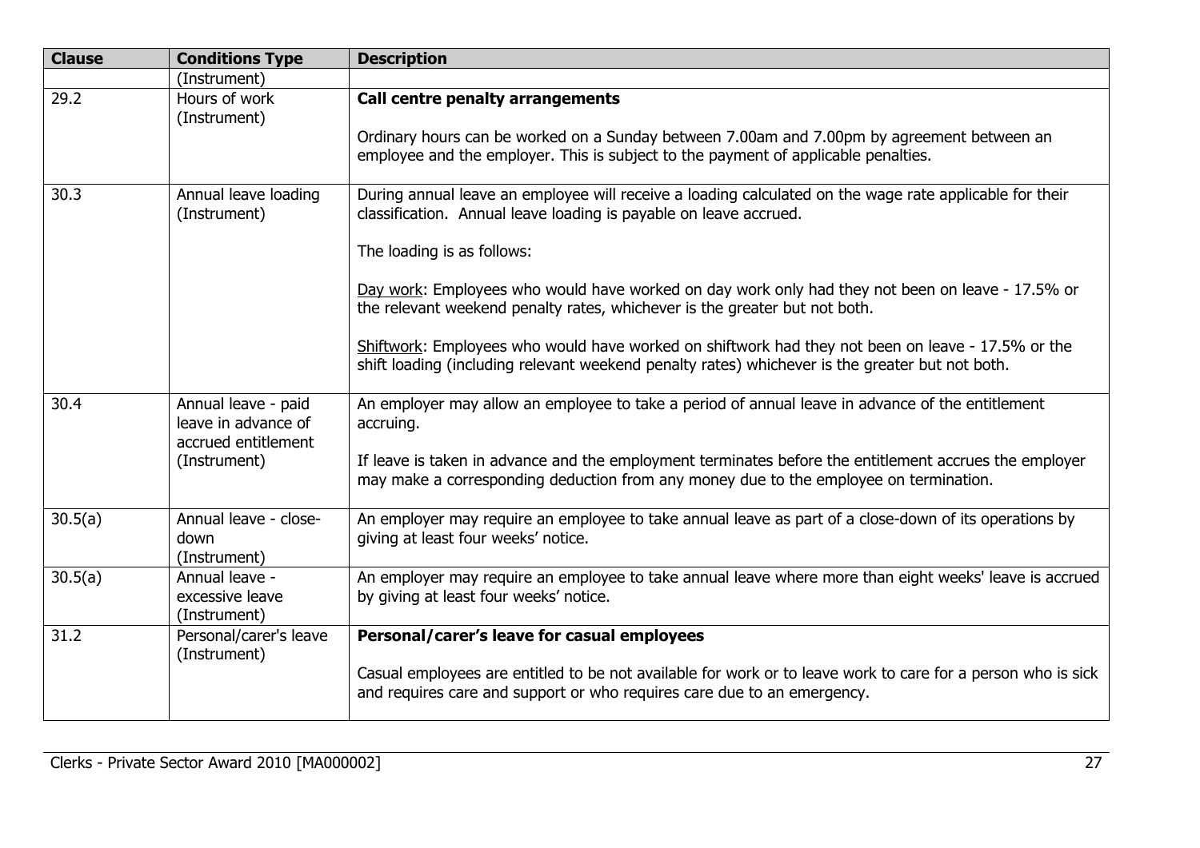| Clause | Conditions Type | Description |
|---|---|---|
| | (Instrument) | |
| 29.2 | Hours of work (Instrument) | **Call centre penalty arrangements**<br><br>Ordinary hours can be worked on a Sunday between 7.00am and 7.00pm by agreement between an employee and the employer. This is subject to the payment of applicable penalties. |
| 30.3 | Annual leave loading (Instrument) | During annual leave an employee will receive a loading calculated on the wage rate applicable for their classification. Annual leave loading is payable on leave accrued.<br><br>The loading is as follows:<br><br><u>Day work</u>: Employees who would have worked on day work only had they not been on leave - 17.5% or the relevant weekend penalty rates, whichever is the greater but not both.<br><br><u>Shiftwork</u>: Employees who would have worked on shiftwork had they not been on leave - 17.5% or the shift loading (including relevant weekend penalty rates) whichever is the greater but not both. |
| 30.4 | Annual leave - paid leave in advance of accrued entitlement (Instrument) | An employer may allow an employee to take a period of annual leave in advance of the entitlement accruing.<br><br>If leave is taken in advance and the employment terminates before the entitlement accrues the employer may make a corresponding deduction from any money due to the employee on termination. |
| 30.5(a) | Annual leave - close-down (Instrument) | An employer may require an employee to take annual leave as part of a close-down of its operations by giving at least four weeks' notice. |
| 30.5(a) | Annual leave - excessive leave (Instrument) | An employer may require an employee to take annual leave where more than eight weeks' leave is accrued by giving at least four weeks' notice. |
| 31.2 | Personal/carer's leave (Instrument) | **Personal/carer's leave for casual employees**<br><br>Casual employees are entitled to be not available for work or to leave work to care for a person who is sick and requires care and support or who requires care due to an emergency. |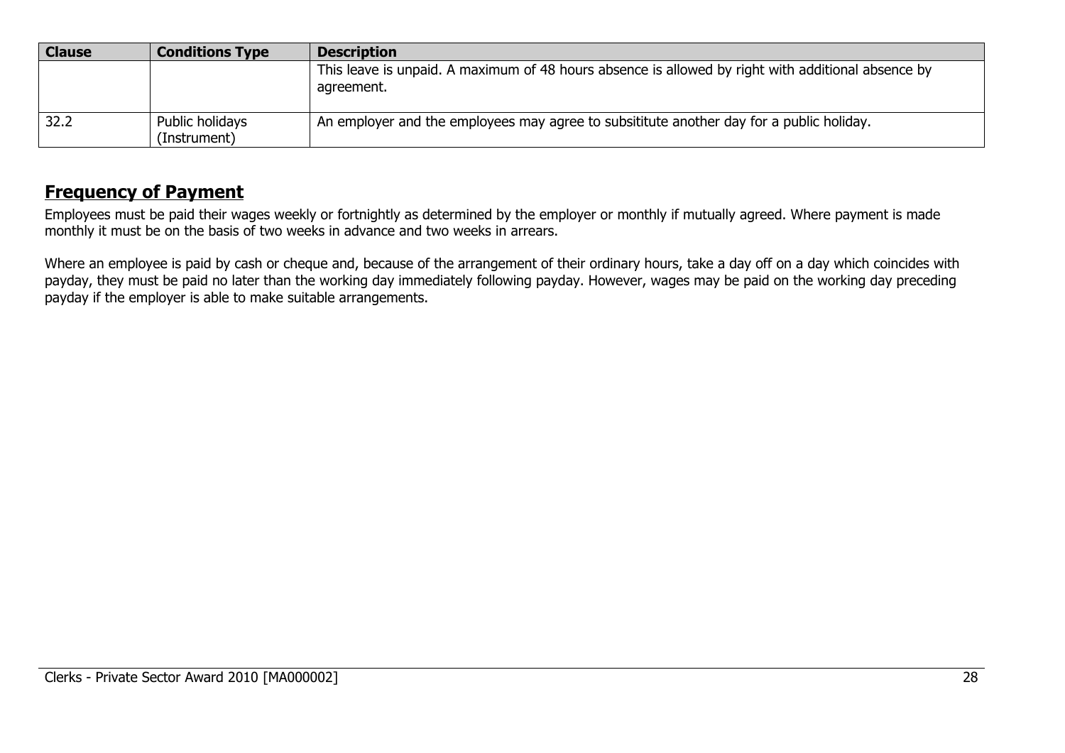| Clause | Conditions Type | Description |
|---|---|---|
| | | This leave is unpaid. A maximum of 48 hours absence is allowed by right with additional absence by agreement. |
| 32.2 | Public holidays (Instrument) | An employer and the employees may agree to subsititute another day for a public holiday. |

## Frequency of Payment

Employees must be paid their wages weekly or fortnightly as determined by the employer or monthly if mutually agreed. Where payment is made monthly it must be on the basis of two weeks in advance and two weeks in arrears.

Where an employee is paid by cash or cheque and, because of the arrangement of their ordinary hours, take a day off on a day which coincides with payday, they must be paid no later than the working day immediately following payday. However, wages may be paid on the working day preceding payday if the employer is able to make suitable arrangements.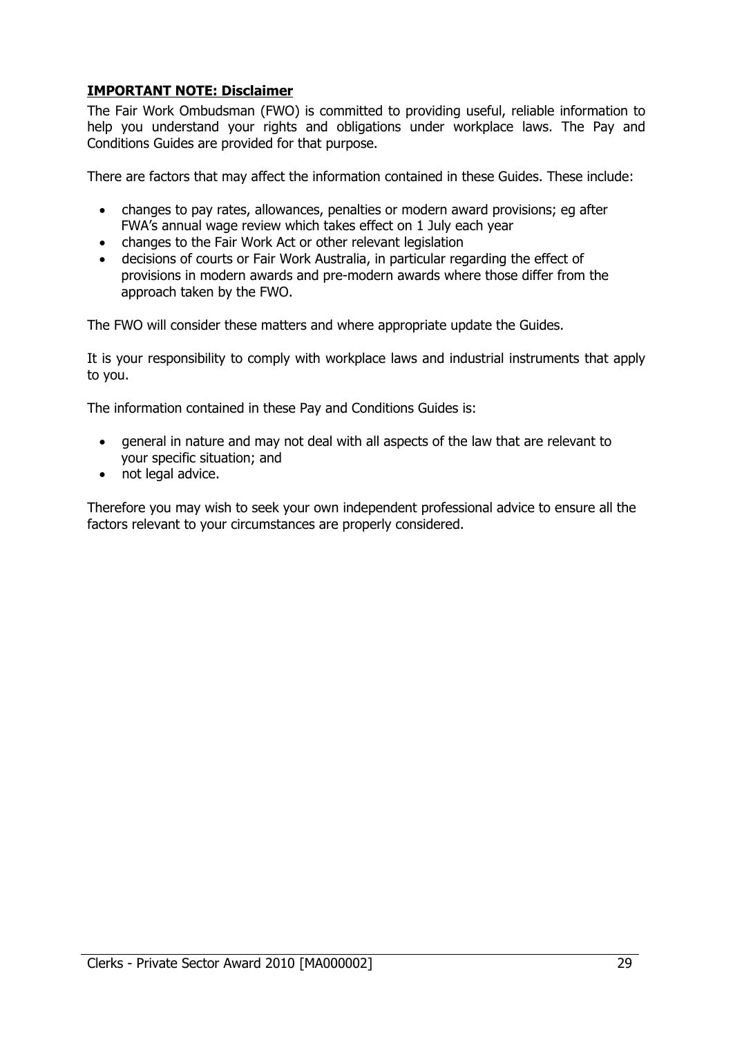**IMPORTANT NOTE: Disclaimer**

The Fair Work Ombudsman (FWO) is committed to providing useful, reliable information to help you understand your rights and obligations under workplace laws. The Pay and Conditions Guides are provided for that purpose.

There are factors that may affect the information contained in these Guides. These include:

- changes to pay rates, allowances, penalties or modern award provisions; eg after FWA's annual wage review which takes effect on 1 July each year
- changes to the Fair Work Act or other relevant legislation
- decisions of courts or Fair Work Australia, in particular regarding the effect of provisions in modern awards and pre-modern awards where those differ from the approach taken by the FWO.

The FWO will consider these matters and where appropriate update the Guides.

It is your responsibility to comply with workplace laws and industrial instruments that apply to you.

The information contained in these Pay and Conditions Guides is:

- general in nature and may not deal with all aspects of the law that are relevant to your specific situation; and
- not legal advice.

Therefore you may wish to seek your own independent professional advice to ensure all the factors relevant to your circumstances are properly considered.